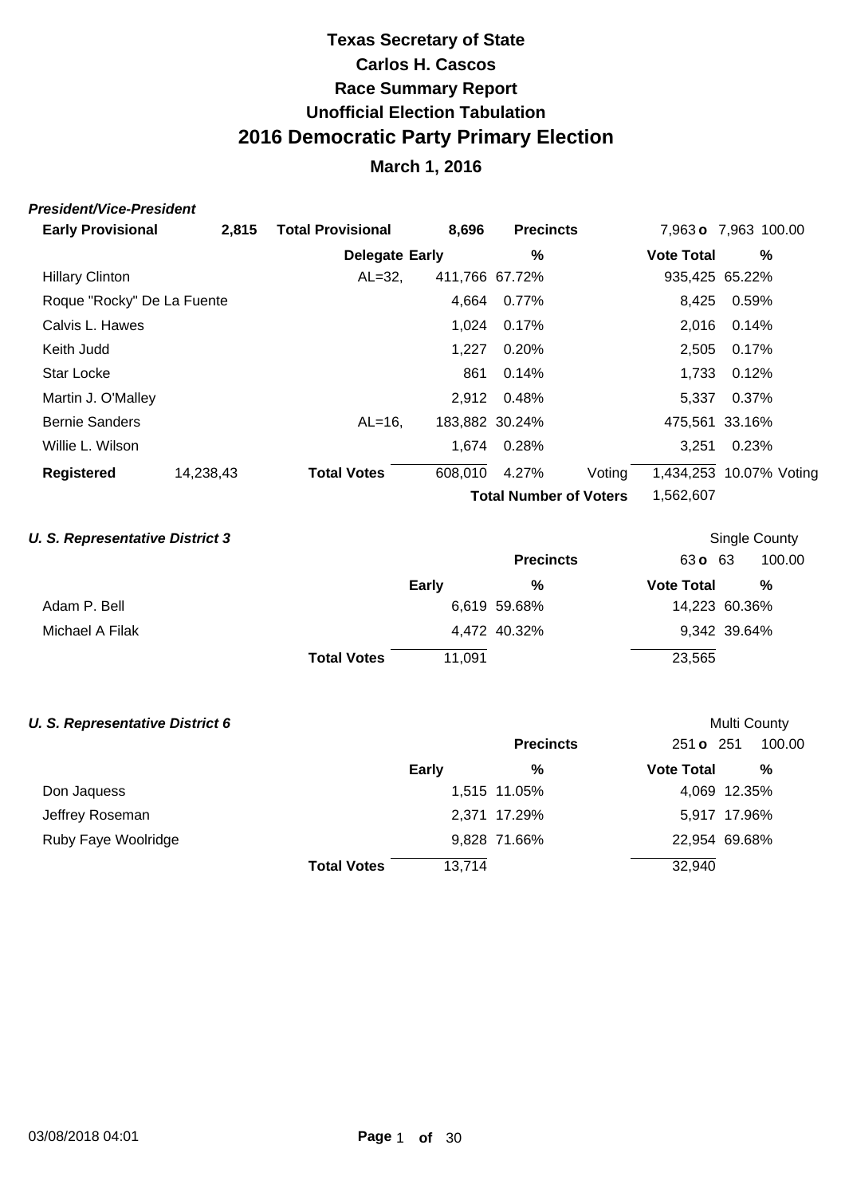# Texas Secretary of State
## Carlos H. Cascos
## Race Summary Report
## Unofficial Election Tabulation
# 2016 Democratic Party Primary Election
## March 1, 2016

### *President/Vice-President*

| **Early Provisional** | **2,815** | **Total Provisional** | **8,696** | **Precincts** | | 7,963 **o** 7,963 100.00 | |
|---|---|---|---|---|---|---|---|
| | | **Delegate** | **Early** | **%** | | **Vote Total** | **%** |
| Hillary Clinton | | AL=32, | 411,766 | 67.72% | | 935,425 | 65.22% |
| Roque "Rocky" De La Fuente | | | 4,664 | 0.77% | | 8,425 | 0.59% |
| Calvis L. Hawes | | | 1,024 | 0.17% | | 2,016 | 0.14% |
| Keith Judd | | | 1,227 | 0.20% | | 2,505 | 0.17% |
| Star Locke | | | 861 | 0.14% | | 1,733 | 0.12% |
| Martin J. O'Malley | | | 2,912 | 0.48% | | 5,337 | 0.37% |
| Bernie Sanders | | AL=16, | 183,882 | 30.24% | | 475,561 | 33.16% |
| Willie L. Wilson | | | 1,674 | 0.28% | | 3,251 | 0.23% |
| **Registered** | 14,238,43 | **Total Votes** | 608,010 | 4.27% | Voting | 1,434,253 | 10.07% Voting |
| | | | | **Total Number of Voters** | | 1,562,607 | |

### *U. S. Representative District 3*

Single County

| | | **Precincts** | 63 **o** 63 | 100.00 |
|---|---|---|---|---|
| | **Early** | **%** | **Vote Total** | **%** |
| Adam P. Bell | 6,619 | 59.68% | 14,223 | 60.36% |
| Michael A Filak | 4,472 | 40.32% | 9,342 | 39.64% |
| **Total Votes** | 11,091 | | 23,565 | |

### *U. S. Representative District 6*

Multi County

| | | **Precincts** | 251 **o** 251 | 100.00 |
|---|---|---|---|---|
| | **Early** | **%** | **Vote Total** | **%** |
| Don Jaquess | 1,515 | 11.05% | 4,069 | 12.35% |
| Jeffrey Roseman | 2,371 | 17.29% | 5,917 | 17.96% |
| Ruby Faye Woolridge | 9,828 | 71.66% | 22,954 | 69.68% |
| **Total Votes** | 13,714 | | 32,940 | |

03/08/2018 04:01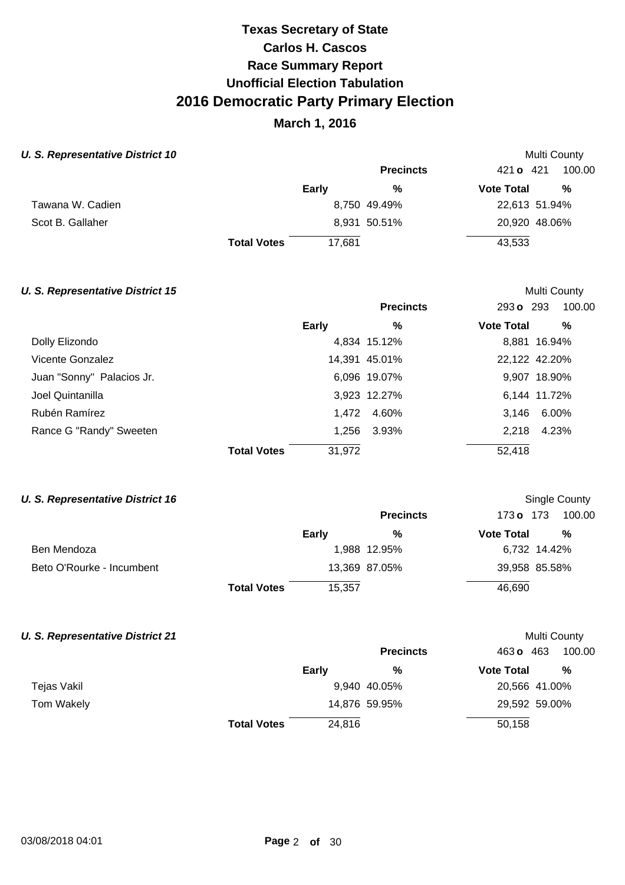# Texas Secretary of State
## Carlos H. Cascos
## Race Summary Report
## Unofficial Election Tabulation
# 2016 Democratic Party Primary Election
## March 1, 2016

### *U. S. Representative District 10*

Multi County

| | Early | % | Vote Total | % |
|---|---|---|---|---|
| | | **Precincts** | 421 **o** 421 | 100.00 |
| Tawana W. Cadien | 8,750 | 49.49% | 22,613 | 51.94% |
| Scot B. Gallaher | 8,931 | 50.51% | 20,920 | 48.06% |
| **Total Votes** | 17,681 | | 43,533 | |

### *U. S. Representative District 15*

Multi County

| | Early | % | Vote Total | % |
|---|---|---|---|---|
| | | **Precincts** | 293 **o** 293 | 100.00 |
| Dolly Elizondo | 4,834 | 15.12% | 8,881 | 16.94% |
| Vicente Gonzalez | 14,391 | 45.01% | 22,122 | 42.20% |
| Juan "Sonny" Palacios Jr. | 6,096 | 19.07% | 9,907 | 18.90% |
| Joel Quintanilla | 3,923 | 12.27% | 6,144 | 11.72% |
| Rubén Ramírez | 1,472 | 4.60% | 3,146 | 6.00% |
| Rance G "Randy" Sweeten | 1,256 | 3.93% | 2,218 | 4.23% |
| **Total Votes** | 31,972 | | 52,418 | |

### *U. S. Representative District 16*

Single County

| | Early | % | Vote Total | % |
|---|---|---|---|---|
| | | **Precincts** | 173 **o** 173 | 100.00 |
| Ben Mendoza | 1,988 | 12.95% | 6,732 | 14.42% |
| Beto O'Rourke - Incumbent | 13,369 | 87.05% | 39,958 | 85.58% |
| **Total Votes** | 15,357 | | 46,690 | |

### *U. S. Representative District 21*

Multi County

| | Early | % | Vote Total | % |
|---|---|---|---|---|
| | | **Precincts** | 463 **o** 463 | 100.00 |
| Tejas Vakil | 9,940 | 40.05% | 20,566 | 41.00% |
| Tom Wakely | 14,876 | 59.95% | 29,592 | 59.00% |
| **Total Votes** | 24,816 | | 50,158 | |

03/08/2018 04:01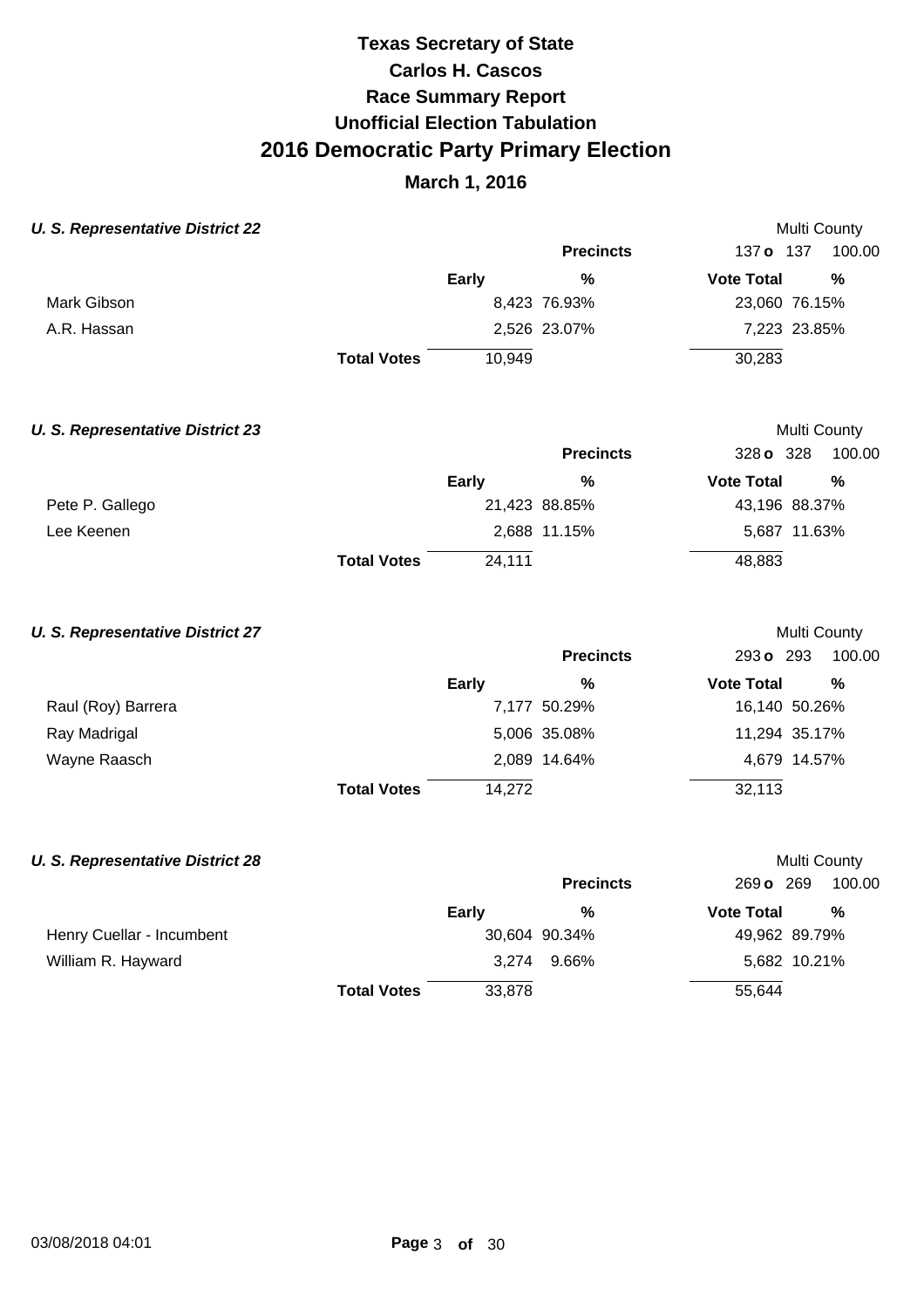# Texas Secretary of State
# Carlos H. Cascos
## Race Summary Report
## Unofficial Election Tabulation
# 2016 Democratic Party Primary Election
## March 1, 2016

### *U. S. Representative District 22*

Multi County

| | Precincts | | 137 o 137 | 100.00 |
|---|---|---|---|---|
| | **Early** | **%** | **Vote Total** | **%** |
| Mark Gibson | 8,423 | 76.93% | 23,060 | 76.15% |
| A.R. Hassan | 2,526 | 23.07% | 7,223 | 23.85% |
| **Total Votes** | 10,949 | | 30,283 | |

### *U. S. Representative District 23*

Multi County

| | Precincts | | 328 o 328 | 100.00 |
|---|---|---|---|---|
| | **Early** | **%** | **Vote Total** | **%** |
| Pete P. Gallego | 21,423 | 88.85% | 43,196 | 88.37% |
| Lee Keenen | 2,688 | 11.15% | 5,687 | 11.63% |
| **Total Votes** | 24,111 | | 48,883 | |

### *U. S. Representative District 27*

Multi County

| | Precincts | | 293 o 293 | 100.00 |
|---|---|---|---|---|
| | **Early** | **%** | **Vote Total** | **%** |
| Raul (Roy) Barrera | 7,177 | 50.29% | 16,140 | 50.26% |
| Ray Madrigal | 5,006 | 35.08% | 11,294 | 35.17% |
| Wayne Raasch | 2,089 | 14.64% | 4,679 | 14.57% |
| **Total Votes** | 14,272 | | 32,113 | |

### *U. S. Representative District 28*

Multi County

| | Precincts | | 269 o 269 | 100.00 |
|---|---|---|---|---|
| | **Early** | **%** | **Vote Total** | **%** |
| Henry Cuellar - Incumbent | 30,604 | 90.34% | 49,962 | 89.79% |
| William R. Hayward | 3,274 | 9.66% | 5,682 | 10.21% |
| **Total Votes** | 33,878 | | 55,644 | |

03/08/2018 04:01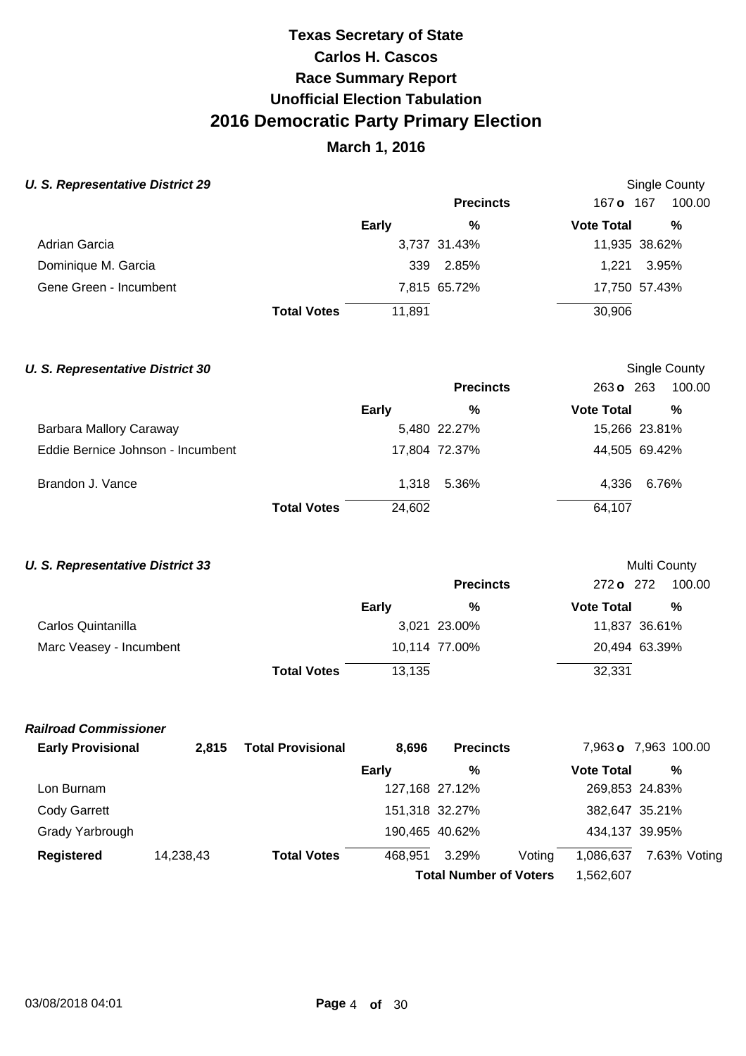# Texas Secretary of State
# Carlos H. Cascos
# Race Summary Report
# Unofficial Election Tabulation
# 2016 Democratic Party Primary Election
## March 1, 2016

### *U. S. Representative District 29*

Single County

| | | Precincts | 167 o 167 | 100.00 |
|---|---|---|---|---|
| | Early | % | Vote Total | % |
| Adrian Garcia | 3,737 | 31.43% | 11,935 | 38.62% |
| Dominique M. Garcia | 339 | 2.85% | 1,221 | 3.95% |
| Gene Green - Incumbent | 7,815 | 65.72% | 17,750 | 57.43% |
| **Total Votes** | 11,891 | | 30,906 | |

### *U. S. Representative District 30*

Single County

| | | Precincts | 263 o 263 | 100.00 |
|---|---|---|---|---|
| | Early | % | Vote Total | % |
| Barbara Mallory Caraway | 5,480 | 22.27% | 15,266 | 23.81% |
| Eddie Bernice Johnson - Incumbent | 17,804 | 72.37% | 44,505 | 69.42% |
| Brandon J. Vance | 1,318 | 5.36% | 4,336 | 6.76% |
| **Total Votes** | 24,602 | | 64,107 | |

### *U. S. Representative District 33*

Multi County

| | | Precincts | 272 o 272 | 100.00 |
|---|---|---|---|---|
| | Early | % | Vote Total | % |
| Carlos Quintanilla | 3,021 | 23.00% | 11,837 | 36.61% |
| Marc Veasey - Incumbent | 10,114 | 77.00% | 20,494 | 63.39% |
| **Total Votes** | 13,135 | | 32,331 | |

### *Railroad Commissioner*

| **Early Provisional** | **2,815** | **Total Provisional** | **8,696** | **Precincts** | | 7,963 o 7,963 | 100.00 |
|---|---|---|---|---|---|---|---|
| | | | Early | % | | Vote Total | % |
| Lon Burnam | | | 127,168 | 27.12% | | 269,853 | 24.83% |
| Cody Garrett | | | 151,318 | 32.27% | | 382,647 | 35.21% |
| Grady Yarbrough | | | 190,465 | 40.62% | | 434,137 | 39.95% |
| **Registered** | 14,238,43 | **Total Votes** | 468,951 | 3.29% | Voting | 1,086,637 | 7.63% Voting |
| | | | | **Total Number of Voters** | | 1,562,607 | |

03/08/2018 04:01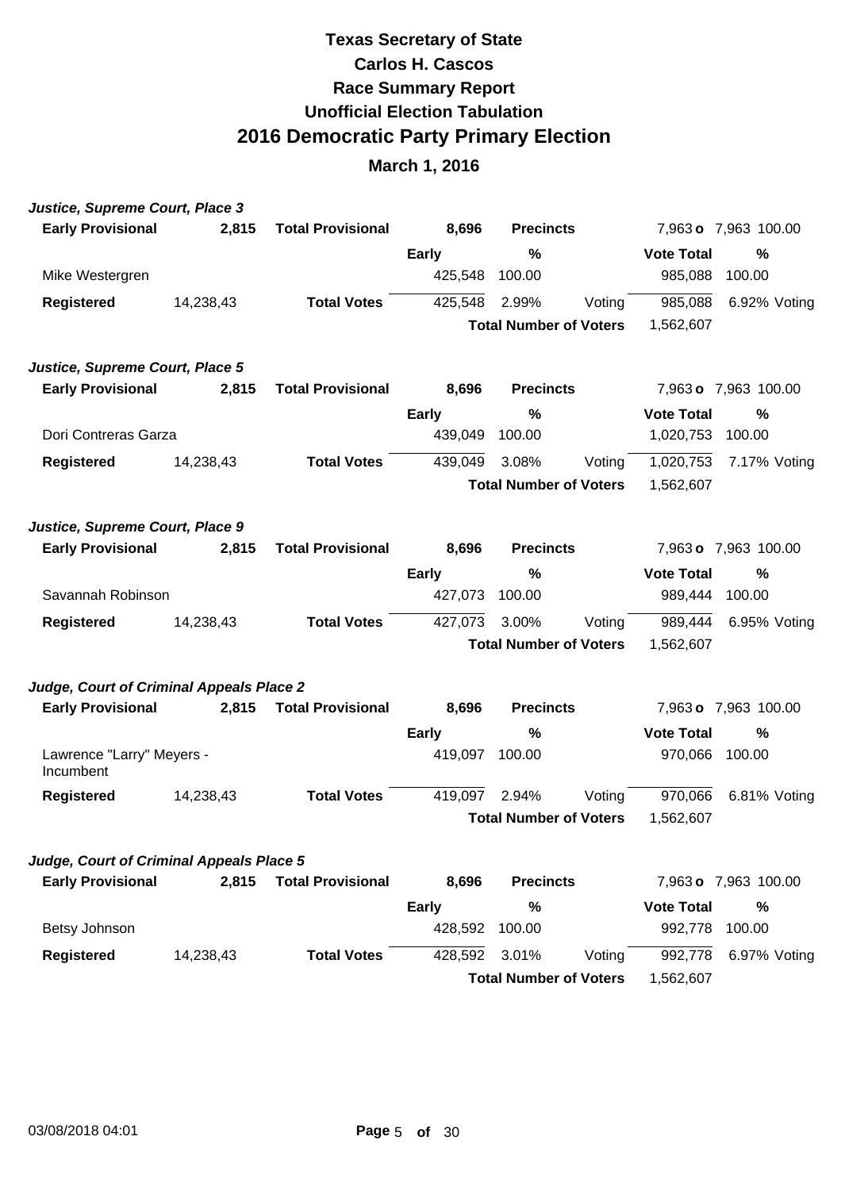# Texas Secretary of State

## Carlos H. Cascos

## Race Summary Report

## Unofficial Election Tabulation

# 2016 Democratic Party Primary Election

## March 1, 2016

### *Justice, Supreme Court, Place 3*

| **Early Provisional** | **2,815** | **Total Provisional** | **8,696** | **Precincts** | | 7,963 **o** 7,963 | 100.00 |
|---|---|---|---|---|---|---|---|
| | | | **Early** | **%** | | **Vote Total** | **%** |
| Mike Westergren | | | 425,548 | 100.00 | | 985,088 | 100.00 |
| **Registered** | 14,238,43 | **Total Votes** | 425,548 | 2.99% | Voting | 985,088 | 6.92% Voting |
| | | | | **Total Number of Voters** | | 1,562,607 | |

### *Justice, Supreme Court, Place 5*

| **Early Provisional** | **2,815** | **Total Provisional** | **8,696** | **Precincts** | | 7,963 **o** 7,963 | 100.00 |
|---|---|---|---|---|---|---|---|
| | | | **Early** | **%** | | **Vote Total** | **%** |
| Dori Contreras Garza | | | 439,049 | 100.00 | | 1,020,753 | 100.00 |
| **Registered** | 14,238,43 | **Total Votes** | 439,049 | 3.08% | Voting | 1,020,753 | 7.17% Voting |
| | | | | **Total Number of Voters** | | 1,562,607 | |

### *Justice, Supreme Court, Place 9*

| **Early Provisional** | **2,815** | **Total Provisional** | **8,696** | **Precincts** | | 7,963 **o** 7,963 | 100.00 |
|---|---|---|---|---|---|---|---|
| | | | **Early** | **%** | | **Vote Total** | **%** |
| Savannah Robinson | | | 427,073 | 100.00 | | 989,444 | 100.00 |
| **Registered** | 14,238,43 | **Total Votes** | 427,073 | 3.00% | Voting | 989,444 | 6.95% Voting |
| | | | | **Total Number of Voters** | | 1,562,607 | |

### *Judge, Court of Criminal Appeals Place 2*

| **Early Provisional** | **2,815** | **Total Provisional** | **8,696** | **Precincts** | | 7,963 **o** 7,963 | 100.00 |
|---|---|---|---|---|---|---|---|
| | | | **Early** | **%** | | **Vote Total** | **%** |
| Lawrence "Larry" Meyers - Incumbent | | | 419,097 | 100.00 | | 970,066 | 100.00 |
| **Registered** | 14,238,43 | **Total Votes** | 419,097 | 2.94% | Voting | 970,066 | 6.81% Voting |
| | | | | **Total Number of Voters** | | 1,562,607 | |

### *Judge, Court of Criminal Appeals Place 5*

| **Early Provisional** | **2,815** | **Total Provisional** | **8,696** | **Precincts** | | 7,963 **o** 7,963 | 100.00 |
|---|---|---|---|---|---|---|---|
| | | | **Early** | **%** | | **Vote Total** | **%** |
| Betsy Johnson | | | 428,592 | 100.00 | | 992,778 | 100.00 |
| **Registered** | 14,238,43 | **Total Votes** | 428,592 | 3.01% | Voting | 992,778 | 6.97% Voting |
| | | | | **Total Number of Voters** | | 1,562,607 | |

03/08/2018 04:01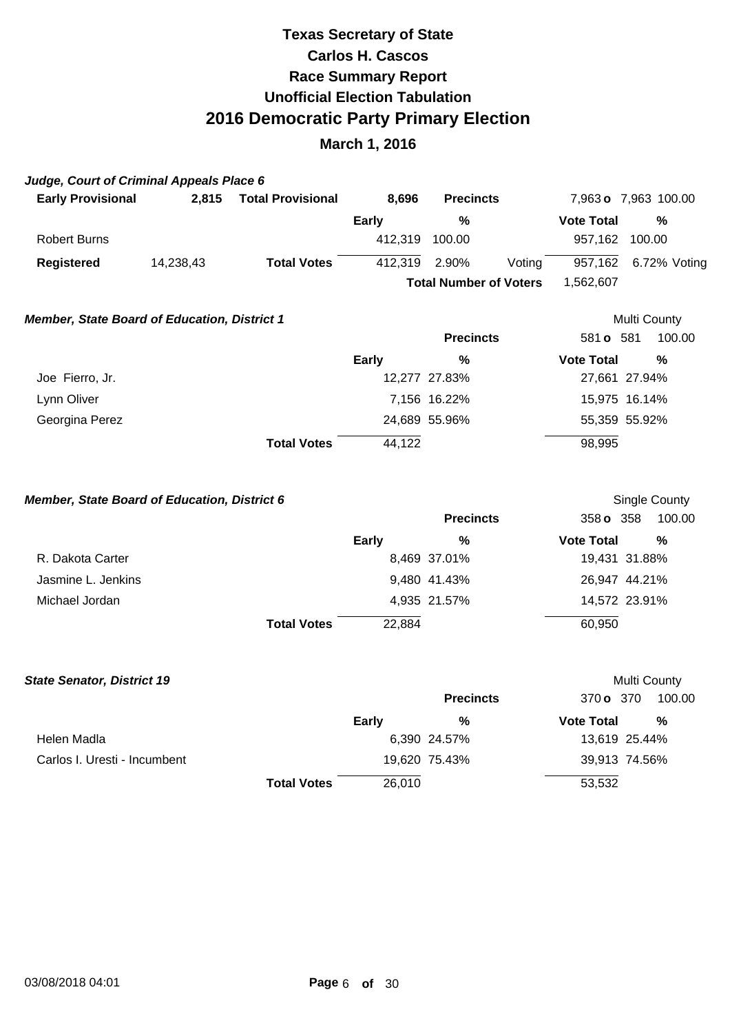# Texas Secretary of State
## Carlos H. Cascos
## Race Summary Report
## Unofficial Election Tabulation
# 2016 Democratic Party Primary Election
## March 1, 2016

### *Judge, Court of Criminal Appeals Place 6*

| **Early Provisional** | **2,815** | **Total Provisional** | **8,696** | **Precincts** | | 7,963 **o** 7,963 | 100.00 |
|---|---|---|---|---|---|---|---|
| | | | **Early** | **%** | | **Vote Total** | **%** |
| Robert Burns | | | 412,319 | 100.00 | | 957,162 | 100.00 |
| **Registered** | 14,238,43 | **Total Votes** | 412,319 | 2.90% | Voting | 957,162 | 6.72% Voting |
| | | | | **Total Number of Voters** | | 1,562,607 | |

### *Member, State Board of Education, District 1*

Multi County

| | | **Precincts** | 581 **o** 581 | 100.00 |
|---|---|---|---|---|
| | **Early** | **%** | **Vote Total** | **%** |
| Joe Fierro, Jr. | 12,277 | 27.83% | 27,661 | 27.94% |
| Lynn Oliver | 7,156 | 16.22% | 15,975 | 16.14% |
| Georgina Perez | 24,689 | 55.96% | 55,359 | 55.92% |
| **Total Votes** | 44,122 | | 98,995 | |

### *Member, State Board of Education, District 6*

Single County

| | | **Precincts** | 358 **o** 358 | 100.00 |
|---|---|---|---|---|
| | **Early** | **%** | **Vote Total** | **%** |
| R. Dakota Carter | 8,469 | 37.01% | 19,431 | 31.88% |
| Jasmine L. Jenkins | 9,480 | 41.43% | 26,947 | 44.21% |
| Michael Jordan | 4,935 | 21.57% | 14,572 | 23.91% |
| **Total Votes** | 22,884 | | 60,950 | |

### *State Senator, District 19*

Multi County

| | | **Precincts** | 370 **o** 370 | 100.00 |
|---|---|---|---|---|
| | **Early** | **%** | **Vote Total** | **%** |
| Helen Madla | 6,390 | 24.57% | 13,619 | 25.44% |
| Carlos I. Uresti - Incumbent | 19,620 | 75.43% | 39,913 | 74.56% |
| **Total Votes** | 26,010 | | 53,532 | |

03/08/2018 04:01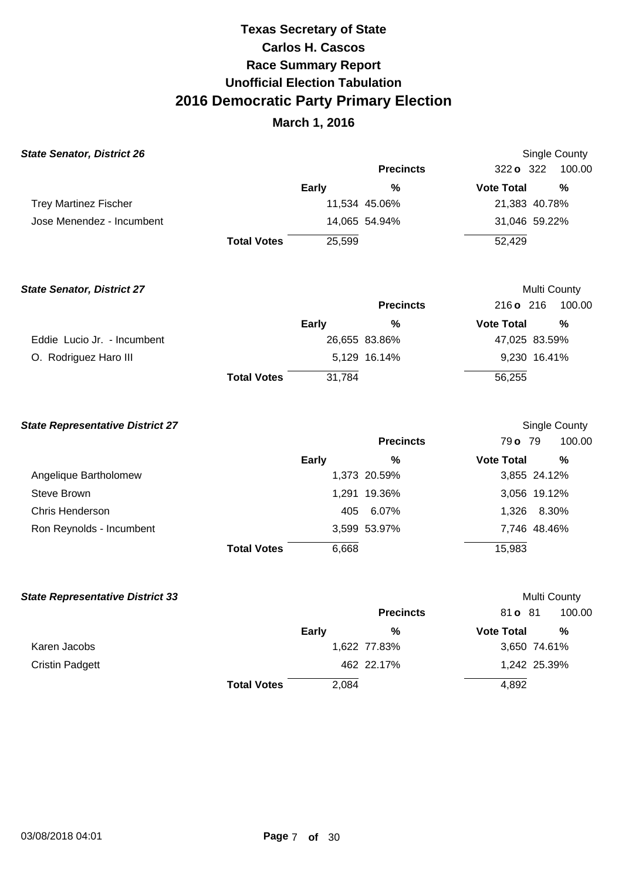# Texas Secretary of State
# Carlos H. Cascos
## Race Summary Report
## Unofficial Election Tabulation
# 2016 Democratic Party Primary Election
## March 1, 2016

### State Senator, District 26

Single County

| | | Precincts | 322 o 322 | 100.00 |
|---|---|---|---|---|
| | Early | % | Vote Total | % |
| Trey Martinez Fischer | 11,534 | 45.06% | 21,383 | 40.78% |
| Jose Menendez - Incumbent | 14,065 | 54.94% | 31,046 | 59.22% |
| Total Votes | 25,599 | | 52,429 | |

### State Senator, District 27

Multi County

| | | Precincts | 216 o 216 | 100.00 |
|---|---|---|---|---|
| | Early | % | Vote Total | % |
| Eddie Lucio Jr. - Incumbent | 26,655 | 83.86% | 47,025 | 83.59% |
| O. Rodriguez Haro III | 5,129 | 16.14% | 9,230 | 16.41% |
| Total Votes | 31,784 | | 56,255 | |

### State Representative District 27

Single County

| | | Precincts | 79 o 79 | 100.00 |
|---|---|---|---|---|
| | Early | % | Vote Total | % |
| Angelique Bartholomew | 1,373 | 20.59% | 3,855 | 24.12% |
| Steve Brown | 1,291 | 19.36% | 3,056 | 19.12% |
| Chris Henderson | 405 | 6.07% | 1,326 | 8.30% |
| Ron Reynolds - Incumbent | 3,599 | 53.97% | 7,746 | 48.46% |
| Total Votes | 6,668 | | 15,983 | |

### State Representative District 33

Multi County

| | | Precincts | 81 o 81 | 100.00 |
|---|---|---|---|---|
| | Early | % | Vote Total | % |
| Karen Jacobs | 1,622 | 77.83% | 3,650 | 74.61% |
| Cristin Padgett | 462 | 22.17% | 1,242 | 25.39% |
| Total Votes | 2,084 | | 4,892 | |

03/08/2018 04:01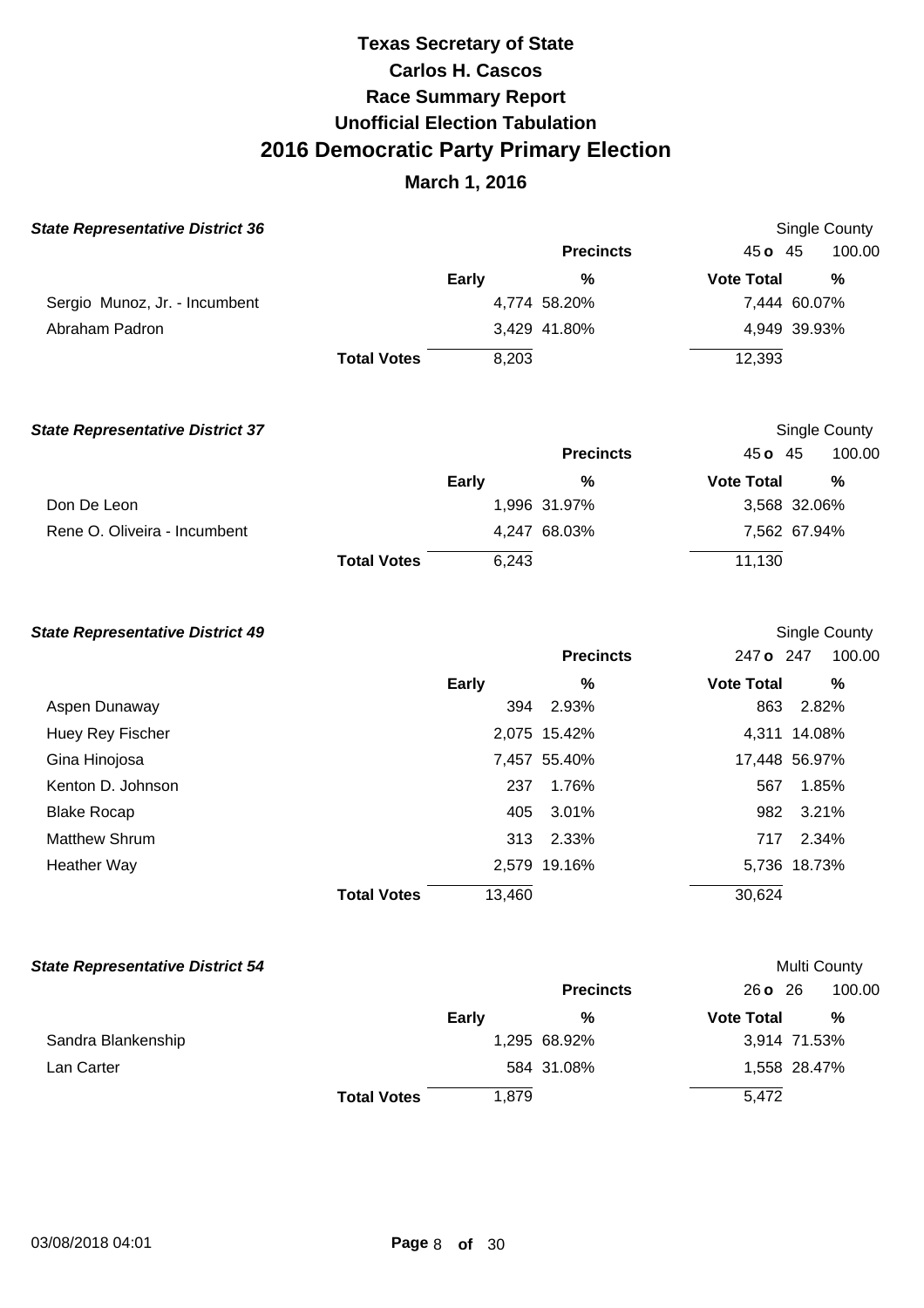# Texas Secretary of State
# Carlos H. Cascos
# Race Summary Report
# Unofficial Election Tabulation
# 2016 Democratic Party Primary Election

## March 1, 2016

### State Representative District 36

Single County

| | Precincts | | 45 o 45 | 100.00 |
|---|---|---|---|---|
| | Early | % | Vote Total | % |
| Sergio Munoz, Jr. - Incumbent | 4,774 | 58.20% | 7,444 | 60.07% |
| Abraham Padron | 3,429 | 41.80% | 4,949 | 39.93% |
| Total Votes | 8,203 | | 12,393 | |

### State Representative District 37

Single County

| | Precincts | | 45 o 45 | 100.00 |
|---|---|---|---|---|
| | Early | % | Vote Total | % |
| Don De Leon | 1,996 | 31.97% | 3,568 | 32.06% |
| Rene O. Oliveira - Incumbent | 4,247 | 68.03% | 7,562 | 67.94% |
| Total Votes | 6,243 | | 11,130 | |

### State Representative District 49

Single County

| | Precincts | | 247 o 247 | 100.00 |
|---|---|---|---|---|
| | Early | % | Vote Total | % |
| Aspen Dunaway | 394 | 2.93% | 863 | 2.82% |
| Huey Rey Fischer | 2,075 | 15.42% | 4,311 | 14.08% |
| Gina Hinojosa | 7,457 | 55.40% | 17,448 | 56.97% |
| Kenton D. Johnson | 237 | 1.76% | 567 | 1.85% |
| Blake Rocap | 405 | 3.01% | 982 | 3.21% |
| Matthew Shrum | 313 | 2.33% | 717 | 2.34% |
| Heather Way | 2,579 | 19.16% | 5,736 | 18.73% |
| Total Votes | 13,460 | | 30,624 | |

### State Representative District 54

Multi County

| | Precincts | | 26 o 26 | 100.00 |
|---|---|---|---|---|
| | Early | % | Vote Total | % |
| Sandra Blankenship | 1,295 | 68.92% | 3,914 | 71.53% |
| Lan Carter | 584 | 31.08% | 1,558 | 28.47% |
| Total Votes | 1,879 | | 5,472 | |

03/08/2018 04:01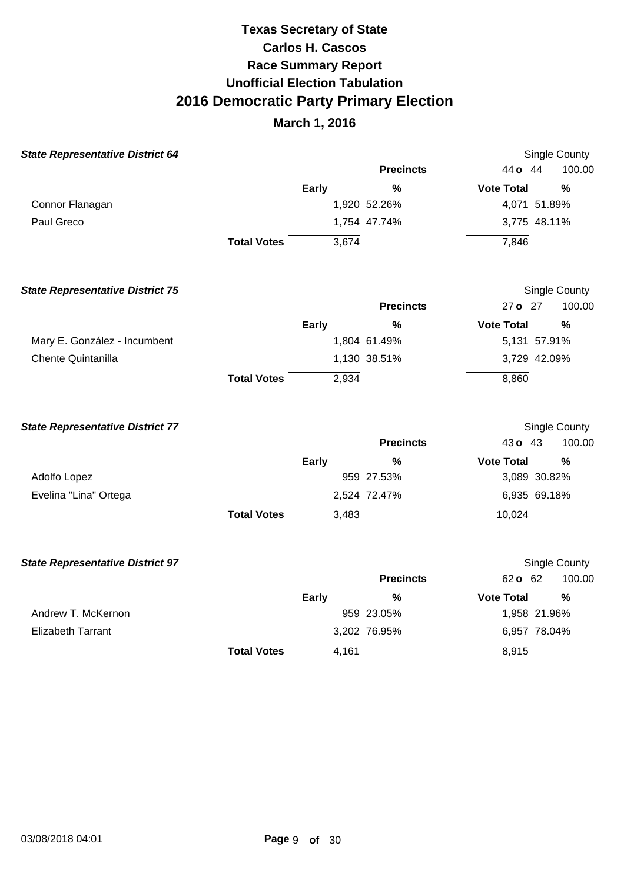# Texas Secretary of State
# Carlos H. Cascos
## Race Summary Report
## Unofficial Election Tabulation
# 2016 Democratic Party Primary Election
## March 1, 2016

### State Representative District 64

Single County

| | Early | % | Vote Total | % |
|---|---|---|---|---|
| | | **Precincts** | 44 o 44 | 100.00 |
| Connor Flanagan | 1,920 | 52.26% | 4,071 | 51.89% |
| Paul Greco | 1,754 | 47.74% | 3,775 | 48.11% |
| **Total Votes** | 3,674 | | 7,846 | |

### State Representative District 75

Single County

| | Early | % | Vote Total | % |
|---|---|---|---|---|
| | | **Precincts** | 27 o 27 | 100.00 |
| Mary E. González - Incumbent | 1,804 | 61.49% | 5,131 | 57.91% |
| Chente Quintanilla | 1,130 | 38.51% | 3,729 | 42.09% |
| **Total Votes** | 2,934 | | 8,860 | |

### State Representative District 77

Single County

| | Early | % | Vote Total | % |
|---|---|---|---|---|
| | | **Precincts** | 43 o 43 | 100.00 |
| Adolfo Lopez | 959 | 27.53% | 3,089 | 30.82% |
| Evelina "Lina" Ortega | 2,524 | 72.47% | 6,935 | 69.18% |
| **Total Votes** | 3,483 | | 10,024 | |

### State Representative District 97

Single County

| | Early | % | Vote Total | % |
|---|---|---|---|---|
| | | **Precincts** | 62 o 62 | 100.00 |
| Andrew T. McKernon | 959 | 23.05% | 1,958 | 21.96% |
| Elizabeth Tarrant | 3,202 | 76.95% | 6,957 | 78.04% |
| **Total Votes** | 4,161 | | 8,915 | |

03/08/2018 04:01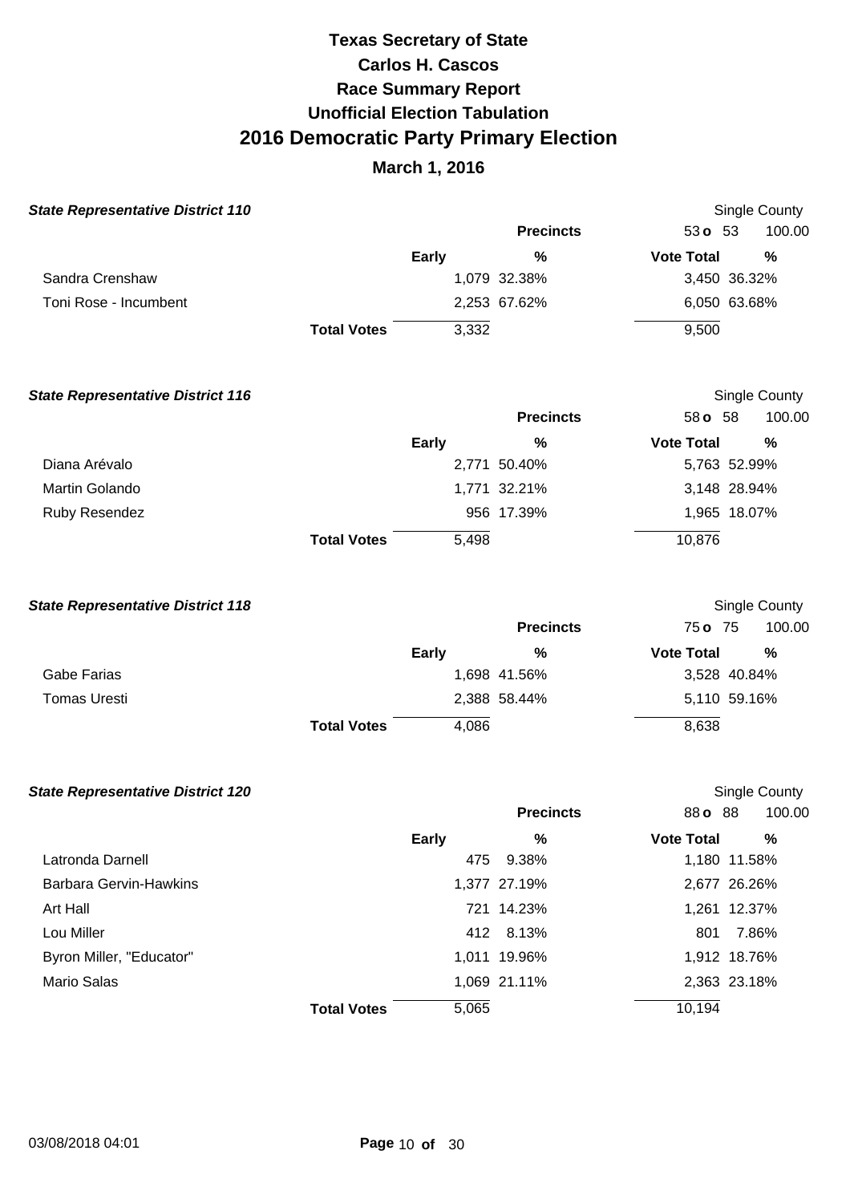# Texas Secretary of State
# Carlos H. Cascos
## Race Summary Report
## Unofficial Election Tabulation
# 2016 Democratic Party Primary Election
## March 1, 2016

### State Representative District 110

Single County

| | Early | % | Vote Total | % |
|---|---|---|---|---|
| | | **Precincts** | 53 **o** 53 | 100.00 |
| Sandra Crenshaw | 1,079 | 32.38% | 3,450 | 36.32% |
| Toni Rose - Incumbent | 2,253 | 67.62% | 6,050 | 63.68% |
| **Total Votes** | 3,332 | | 9,500 | |

### State Representative District 116

Single County

| | Early | % | Vote Total | % |
|---|---|---|---|---|
| | | **Precincts** | 58 **o** 58 | 100.00 |
| Diana Arévalo | 2,771 | 50.40% | 5,763 | 52.99% |
| Martin Golando | 1,771 | 32.21% | 3,148 | 28.94% |
| Ruby Resendez | 956 | 17.39% | 1,965 | 18.07% |
| **Total Votes** | 5,498 | | 10,876 | |

### State Representative District 118

Single County

| | Early | % | Vote Total | % |
|---|---|---|---|---|
| | | **Precincts** | 75 **o** 75 | 100.00 |
| Gabe Farias | 1,698 | 41.56% | 3,528 | 40.84% |
| Tomas Uresti | 2,388 | 58.44% | 5,110 | 59.16% |
| **Total Votes** | 4,086 | | 8,638 | |

### State Representative District 120

Single County

| | Early | % | Vote Total | % |
|---|---|---|---|---|
| | | **Precincts** | 88 **o** 88 | 100.00 |
| Latronda Darnell | 475 | 9.38% | 1,180 | 11.58% |
| Barbara Gervin-Hawkins | 1,377 | 27.19% | 2,677 | 26.26% |
| Art Hall | 721 | 14.23% | 1,261 | 12.37% |
| Lou Miller | 412 | 8.13% | 801 | 7.86% |
| Byron Miller, "Educator" | 1,011 | 19.96% | 1,912 | 18.76% |
| Mario Salas | 1,069 | 21.11% | 2,363 | 23.18% |
| **Total Votes** | 5,065 | | 10,194 | |

03/08/2018 04:01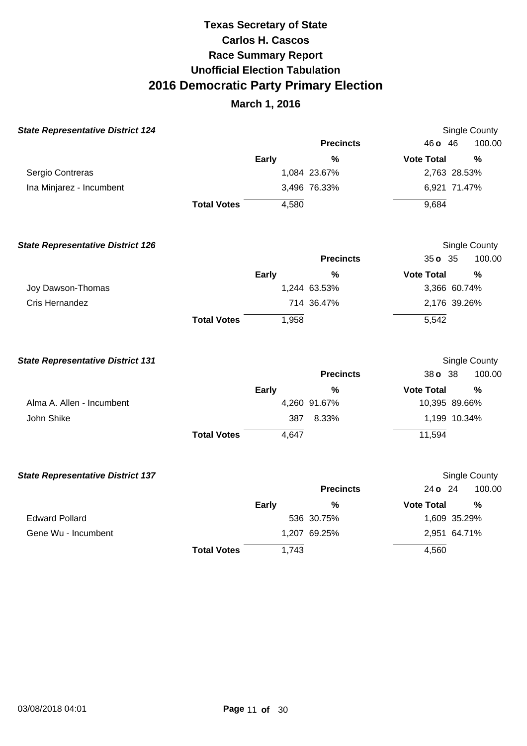# Texas Secretary of State
# Carlos H. Cascos
# Race Summary Report
# Unofficial Election Tabulation
# 2016 Democratic Party Primary Election
## March 1, 2016

### *State Representative District 124*

Single County

| | Early | % | Vote Total | % |
|---|---|---|---|---|
| | | **Precincts** | 46 **o** 46 | 100.00 |
| Sergio Contreras | 1,084 | 23.67% | 2,763 | 28.53% |
| Ina Minjarez - Incumbent | 3,496 | 76.33% | 6,921 | 71.47% |
| **Total Votes** | 4,580 | | 9,684 | |

### *State Representative District 126*

Single County

| | Early | % | Vote Total | % |
|---|---|---|---|---|
| | | **Precincts** | 35 **o** 35 | 100.00 |
| Joy Dawson-Thomas | 1,244 | 63.53% | 3,366 | 60.74% |
| Cris Hernandez | 714 | 36.47% | 2,176 | 39.26% |
| **Total Votes** | 1,958 | | 5,542 | |

### *State Representative District 131*

Single County

| | Early | % | Vote Total | % |
|---|---|---|---|---|
| | | **Precincts** | 38 **o** 38 | 100.00 |
| Alma A. Allen - Incumbent | 4,260 | 91.67% | 10,395 | 89.66% |
| John Shike | 387 | 8.33% | 1,199 | 10.34% |
| **Total Votes** | 4,647 | | 11,594 | |

### *State Representative District 137*

Single County

| | Early | % | Vote Total | % |
|---|---|---|---|---|
| | | **Precincts** | 24 **o** 24 | 100.00 |
| Edward Pollard | 536 | 30.75% | 1,609 | 35.29% |
| Gene Wu - Incumbent | 1,207 | 69.25% | 2,951 | 64.71% |
| **Total Votes** | 1,743 | | 4,560 | |

03/08/2018 04:01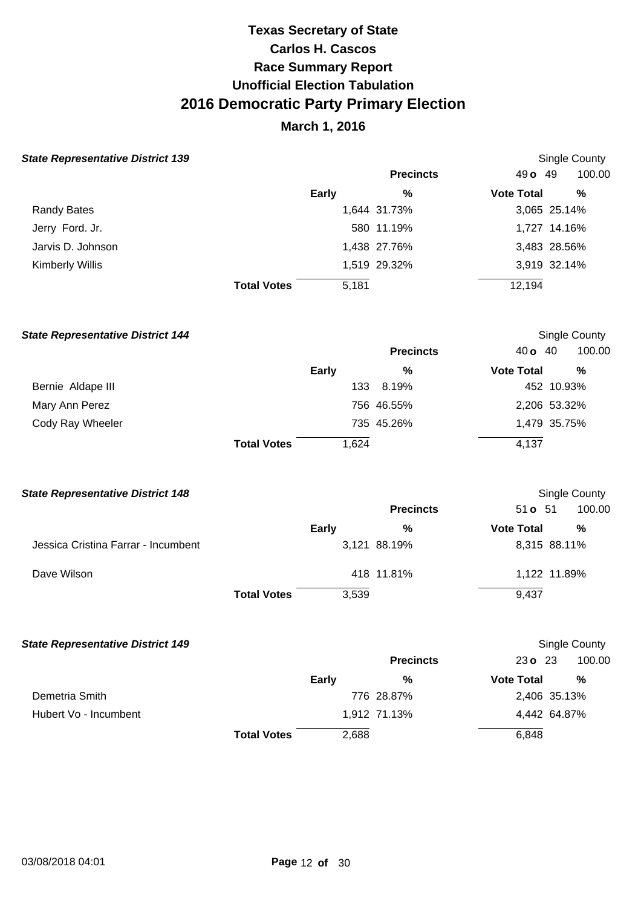# Texas Secretary of State

## Carlos H. Cascos

## Race Summary Report

## Unofficial Election Tabulation

# 2016 Democratic Party Primary Election

## March 1, 2016

### State Representative District 139

Single County

| | Precincts | | 49 o 49 | 100.00 |
|---|---|---|---|---|
| | Early | % | Vote Total | % |
| Randy Bates | 1,644 | 31.73% | 3,065 | 25.14% |
| Jerry Ford. Jr. | 580 | 11.19% | 1,727 | 14.16% |
| Jarvis D. Johnson | 1,438 | 27.76% | 3,483 | 28.56% |
| Kimberly Willis | 1,519 | 29.32% | 3,919 | 32.14% |
| Total Votes | 5,181 | | 12,194 | |

### State Representative District 144

Single County

| | Precincts | | 40 o 40 | 100.00 |
|---|---|---|---|---|
| | Early | % | Vote Total | % |
| Bernie Aldape III | 133 | 8.19% | 452 | 10.93% |
| Mary Ann Perez | 756 | 46.55% | 2,206 | 53.32% |
| Cody Ray Wheeler | 735 | 45.26% | 1,479 | 35.75% |
| Total Votes | 1,624 | | 4,137 | |

### State Representative District 148

Single County

| | Precincts | | 51 o 51 | 100.00 |
|---|---|---|---|---|
| | Early | % | Vote Total | % |
| Jessica Cristina Farrar - Incumbent | 3,121 | 88.19% | 8,315 | 88.11% |
| Dave Wilson | 418 | 11.81% | 1,122 | 11.89% |
| Total Votes | 3,539 | | 9,437 | |

### State Representative District 149

Single County

| | Precincts | | 23 o 23 | 100.00 |
|---|---|---|---|---|
| | Early | % | Vote Total | % |
| Demetria Smith | 776 | 28.87% | 2,406 | 35.13% |
| Hubert Vo - Incumbent | 1,912 | 71.13% | 4,442 | 64.87% |
| Total Votes | 2,688 | | 6,848 | |

03/08/2018 04:01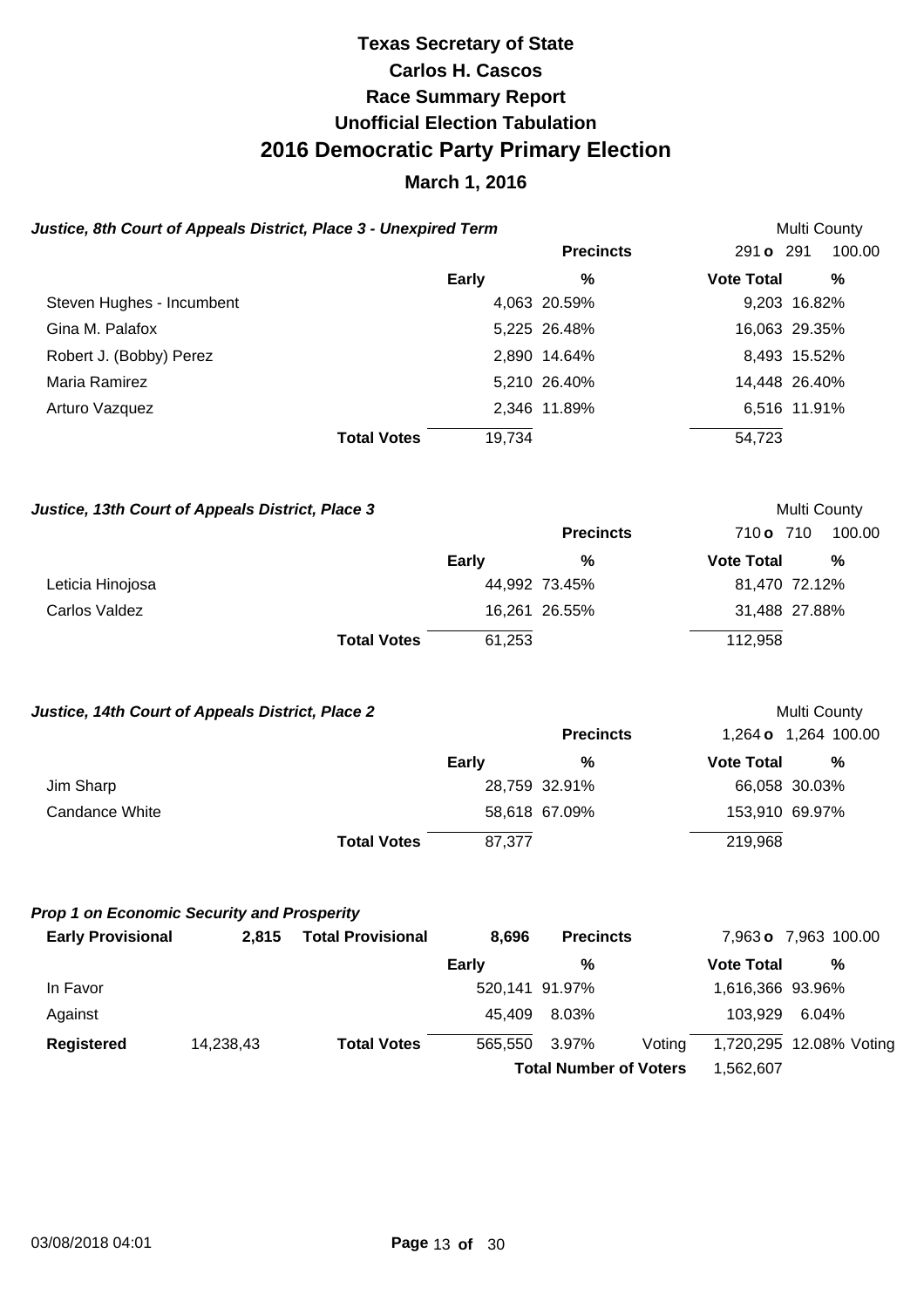# Texas Secretary of State
# Carlos H. Cascos
# Race Summary Report
# Unofficial Election Tabulation
# 2016 Democratic Party Primary Election
## March 1, 2016

### *Justice, 8th Court of Appeals District, Place 3 - Unexpired Term*

Multi County

| | Early | % | Vote Total | % |
|---|---|---|---|---|
| | | **Precincts** | 291 **o** 291 | 100.00 |
| Steven Hughes - Incumbent | 4,063 | 20.59% | 9,203 | 16.82% |
| Gina M. Palafox | 5,225 | 26.48% | 16,063 | 29.35% |
| Robert J. (Bobby) Perez | 2,890 | 14.64% | 8,493 | 15.52% |
| Maria Ramirez | 5,210 | 26.40% | 14,448 | 26.40% |
| Arturo Vazquez | 2,346 | 11.89% | 6,516 | 11.91% |
| **Total Votes** | 19,734 | | 54,723 | |

### *Justice, 13th Court of Appeals District, Place 3*

Multi County

| | Early | % | Vote Total | % |
|---|---|---|---|---|
| | | **Precincts** | 710 **o** 710 | 100.00 |
| Leticia Hinojosa | 44,992 | 73.45% | 81,470 | 72.12% |
| Carlos Valdez | 16,261 | 26.55% | 31,488 | 27.88% |
| **Total Votes** | 61,253 | | 112,958 | |

### *Justice, 14th Court of Appeals District, Place 2*

Multi County

| | Early | % | Vote Total | % |
|---|---|---|---|---|
| | | **Precincts** | 1,264 **o** 1,264 | 100.00 |
| Jim Sharp | 28,759 | 32.91% | 66,058 | 30.03% |
| Candance White | 58,618 | 67.09% | 153,910 | 69.97% |
| **Total Votes** | 87,377 | | 219,968 | |

### *Prop 1 on Economic Security and Prosperity*

| **Early Provisional** | **2,815** | **Total Provisional** | **8,696** | **Precincts** | | 7,963 **o** 7,963 | 100.00 |
|---|---|---|---|---|---|---|---|
| | | | **Early** | **%** | | **Vote Total** | **%** |
| In Favor | | | 520,141 | 91.97% | | 1,616,366 | 93.96% |
| Against | | | 45,409 | 8.03% | | 103,929 | 6.04% |
| **Registered** | 14,238,43 | **Total Votes** | 565,550 | 3.97% | Voting | 1,720,295 | 12.08% Voting |
| | | | | **Total Number of Voters** | | 1,562,607 | |

03/08/2018 04:01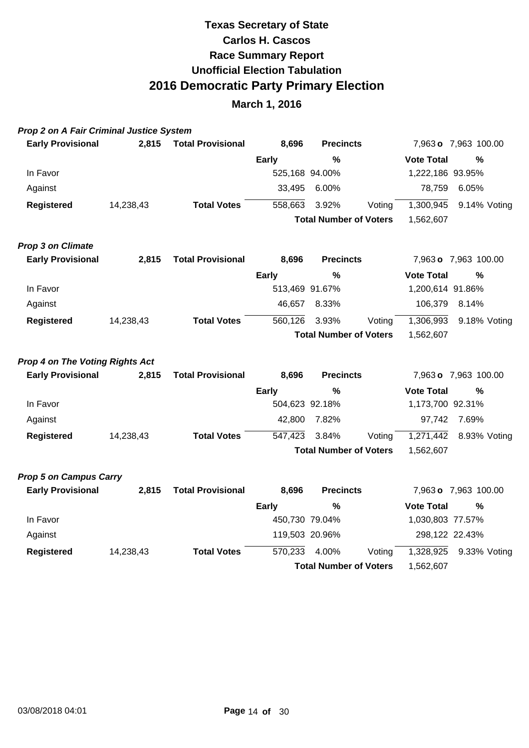# Texas Secretary of State
# Carlos H. Cascos
## Race Summary Report
## Unofficial Election Tabulation
# 2016 Democratic Party Primary Election
## March 1, 2016

### *Prop 2 on A Fair Criminal Justice System*

| **Early Provisional** | **2,815** | **Total Provisional** | **8,696** | **Precincts** | | 7,963 **o** 7,963 100.00 | |
|---|---|---|---|---|---|---|---|
| | | | **Early** | **%** | | **Vote Total** | **%** |
| In Favor | | | 525,168 | 94.00% | | 1,222,186 | 93.95% |
| Against | | | 33,495 | 6.00% | | 78,759 | 6.05% |
| **Registered** | 14,238,43 | **Total Votes** | 558,663 | 3.92% | Voting | 1,300,945 | 9.14% Voting |
| | | | | **Total Number of Voters** | | 1,562,607 | |

### *Prop 3 on Climate*

| **Early Provisional** | **2,815** | **Total Provisional** | **8,696** | **Precincts** | | 7,963 **o** 7,963 100.00 | |
|---|---|---|---|---|---|---|---|
| | | | **Early** | **%** | | **Vote Total** | **%** |
| In Favor | | | 513,469 | 91.67% | | 1,200,614 | 91.86% |
| Against | | | 46,657 | 8.33% | | 106,379 | 8.14% |
| **Registered** | 14,238,43 | **Total Votes** | 560,126 | 3.93% | Voting | 1,306,993 | 9.18% Voting |
| | | | | **Total Number of Voters** | | 1,562,607 | |

### *Prop 4 on The Voting Rights Act*

| **Early Provisional** | **2,815** | **Total Provisional** | **8,696** | **Precincts** | | 7,963 **o** 7,963 100.00 | |
|---|---|---|---|---|---|---|---|
| | | | **Early** | **%** | | **Vote Total** | **%** |
| In Favor | | | 504,623 | 92.18% | | 1,173,700 | 92.31% |
| Against | | | 42,800 | 7.82% | | 97,742 | 7.69% |
| **Registered** | 14,238,43 | **Total Votes** | 547,423 | 3.84% | Voting | 1,271,442 | 8.93% Voting |
| | | | | **Total Number of Voters** | | 1,562,607 | |

### *Prop 5 on Campus Carry*

| **Early Provisional** | **2,815** | **Total Provisional** | **8,696** | **Precincts** | | 7,963 **o** 7,963 100.00 | |
|---|---|---|---|---|---|---|---|
| | | | **Early** | **%** | | **Vote Total** | **%** |
| In Favor | | | 450,730 | 79.04% | | 1,030,803 | 77.57% |
| Against | | | 119,503 | 20.96% | | 298,122 | 22.43% |
| **Registered** | 14,238,43 | **Total Votes** | 570,233 | 4.00% | Voting | 1,328,925 | 9.33% Voting |
| | | | | **Total Number of Voters** | | 1,562,607 | |

03/08/2018 04:01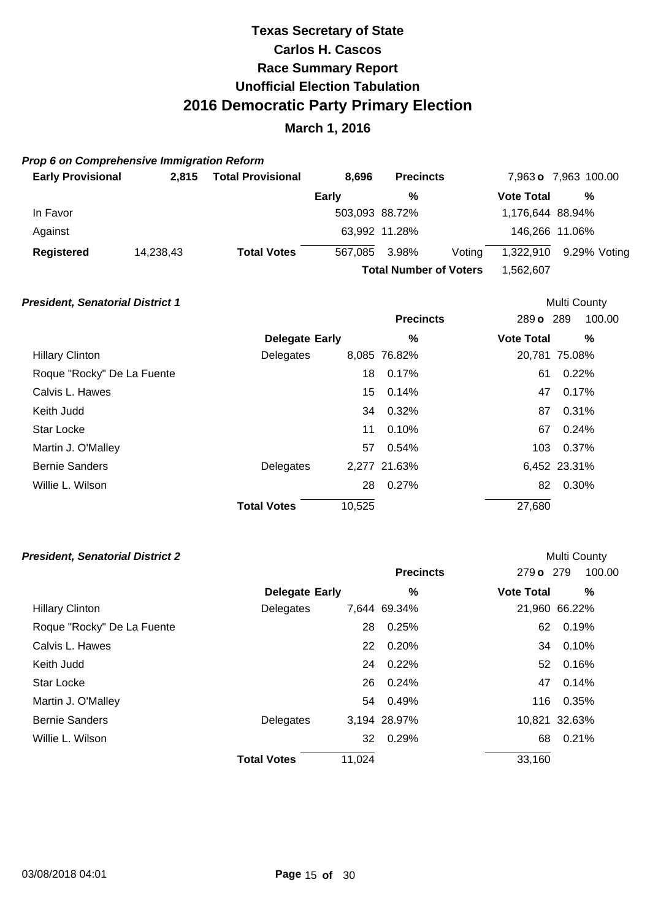# Texas Secretary of State

## Carlos H. Cascos

## Race Summary Report

## Unofficial Election Tabulation

# 2016 Democratic Party Primary Election

## March 1, 2016

### *Prop 6 on Comprehensive Immigration Reform*

| **Early Provisional** | **2,815** | **Total Provisional** | **8,696** | **Precincts** | | 7,963 **o** 7,963 100.00 | |
|---|---|---|---|---|---|---|---|
| | | | **Early** | **%** | | **Vote Total** | **%** |
| In Favor | | | 503,093 | 88.72% | | 1,176,644 | 88.94% |
| Against | | | 63,992 | 11.28% | | 146,266 | 11.06% |
| **Registered** | 14,238,43 | **Total Votes** | 567,085 | 3.98% | Voting | 1,322,910 | 9.29% Voting |
| | | | | **Total Number of Voters** | | 1,562,607 | |

### *President, Senatorial District 1*

Multi County

| | | | **Precincts** | 289 **o** 289 | 100.00 |
|---|---|---|---|---|---|
| | **Delegate** | **Early** | **%** | **Vote Total** | **%** |
| Hillary Clinton | Delegates | 8,085 | 76.82% | 20,781 | 75.08% |
| Roque "Rocky" De La Fuente | | 18 | 0.17% | 61 | 0.22% |
| Calvis L. Hawes | | 15 | 0.14% | 47 | 0.17% |
| Keith Judd | | 34 | 0.32% | 87 | 0.31% |
| Star Locke | | 11 | 0.10% | 67 | 0.24% |
| Martin J. O'Malley | | 57 | 0.54% | 103 | 0.37% |
| Bernie Sanders | Delegates | 2,277 | 21.63% | 6,452 | 23.31% |
| Willie L. Wilson | | 28 | 0.27% | 82 | 0.30% |
| | **Total Votes** | 10,525 | | 27,680 | |

### *President, Senatorial District 2*

Multi County

| | | | **Precincts** | 279 **o** 279 | 100.00 |
|---|---|---|---|---|---|
| | **Delegate** | **Early** | **%** | **Vote Total** | **%** |
| Hillary Clinton | Delegates | 7,644 | 69.34% | 21,960 | 66.22% |
| Roque "Rocky" De La Fuente | | 28 | 0.25% | 62 | 0.19% |
| Calvis L. Hawes | | 22 | 0.20% | 34 | 0.10% |
| Keith Judd | | 24 | 0.22% | 52 | 0.16% |
| Star Locke | | 26 | 0.24% | 47 | 0.14% |
| Martin J. O'Malley | | 54 | 0.49% | 116 | 0.35% |
| Bernie Sanders | Delegates | 3,194 | 28.97% | 10,821 | 32.63% |
| Willie L. Wilson | | 32 | 0.29% | 68 | 0.21% |
| | **Total Votes** | 11,024 | | 33,160 | |

03/08/2018 04:01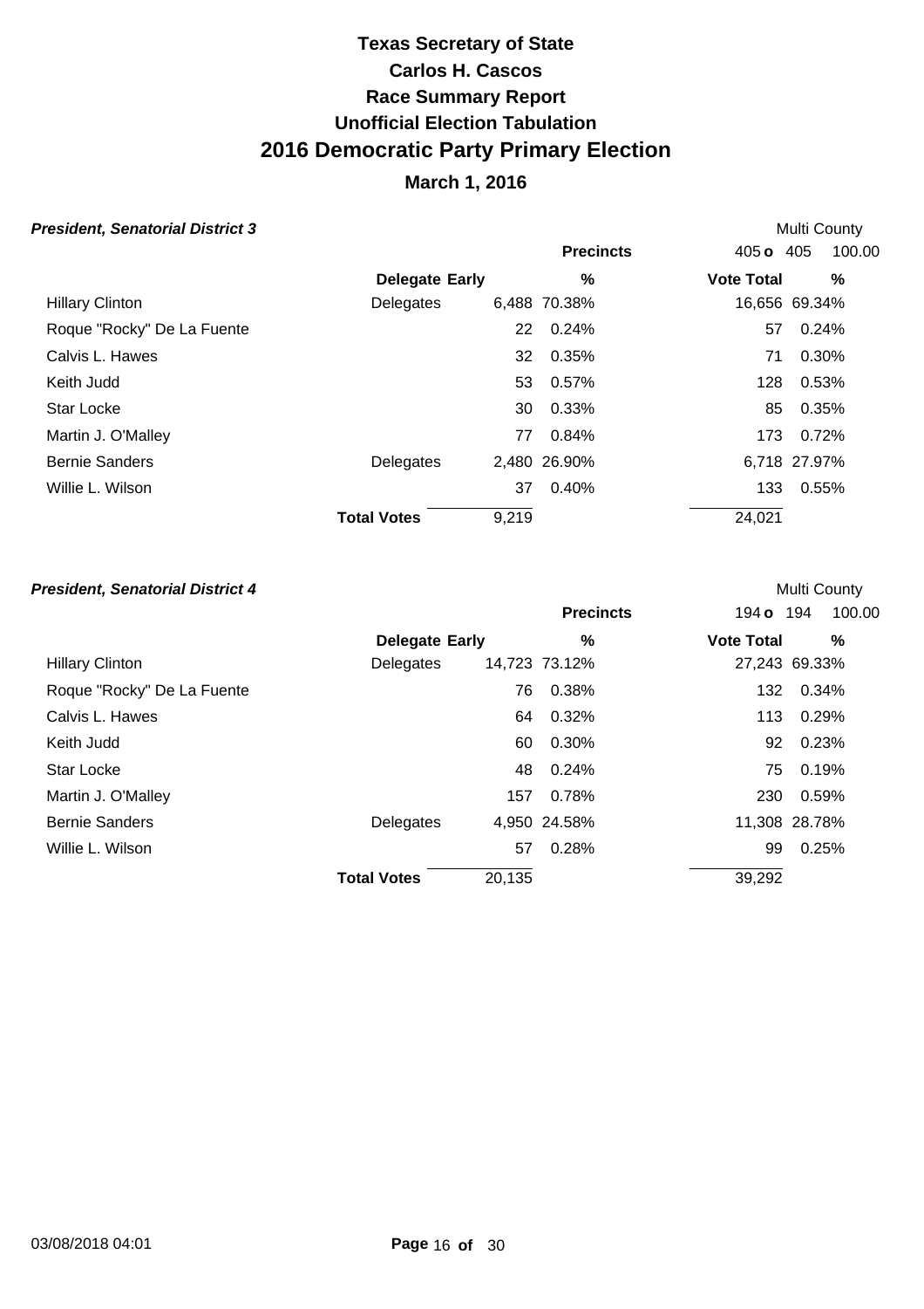# Texas Secretary of State
## Carlos H. Cascos
## Race Summary Report
## Unofficial Election Tabulation
# 2016 Democratic Party Primary Election
## March 1, 2016

### *President, Senatorial District 3*

Multi County

Precincts: 405 o 405 100.00

| | Delegate | Early | % | Vote Total | % |
|---|---|---|---|---|---|
| Hillary Clinton | Delegates | 6,488 | 70.38% | 16,656 | 69.34% |
| Roque "Rocky" De La Fuente | | 22 | 0.24% | 57 | 0.24% |
| Calvis L. Hawes | | 32 | 0.35% | 71 | 0.30% |
| Keith Judd | | 53 | 0.57% | 128 | 0.53% |
| Star Locke | | 30 | 0.33% | 85 | 0.35% |
| Martin J. O'Malley | | 77 | 0.84% | 173 | 0.72% |
| Bernie Sanders | Delegates | 2,480 | 26.90% | 6,718 | 27.97% |
| Willie L. Wilson | | 37 | 0.40% | 133 | 0.55% |
| | **Total Votes** | 9,219 | | 24,021 | |

### *President, Senatorial District 4*

Multi County

Precincts: 194 o 194 100.00

| | Delegate | Early | % | Vote Total | % |
|---|---|---|---|---|---|
| Hillary Clinton | Delegates | 14,723 | 73.12% | 27,243 | 69.33% |
| Roque "Rocky" De La Fuente | | 76 | 0.38% | 132 | 0.34% |
| Calvis L. Hawes | | 64 | 0.32% | 113 | 0.29% |
| Keith Judd | | 60 | 0.30% | 92 | 0.23% |
| Star Locke | | 48 | 0.24% | 75 | 0.19% |
| Martin J. O'Malley | | 157 | 0.78% | 230 | 0.59% |
| Bernie Sanders | Delegates | 4,950 | 24.58% | 11,308 | 28.78% |
| Willie L. Wilson | | 57 | 0.28% | 99 | 0.25% |
| | **Total Votes** | 20,135 | | 39,292 | |

03/08/2018 04:01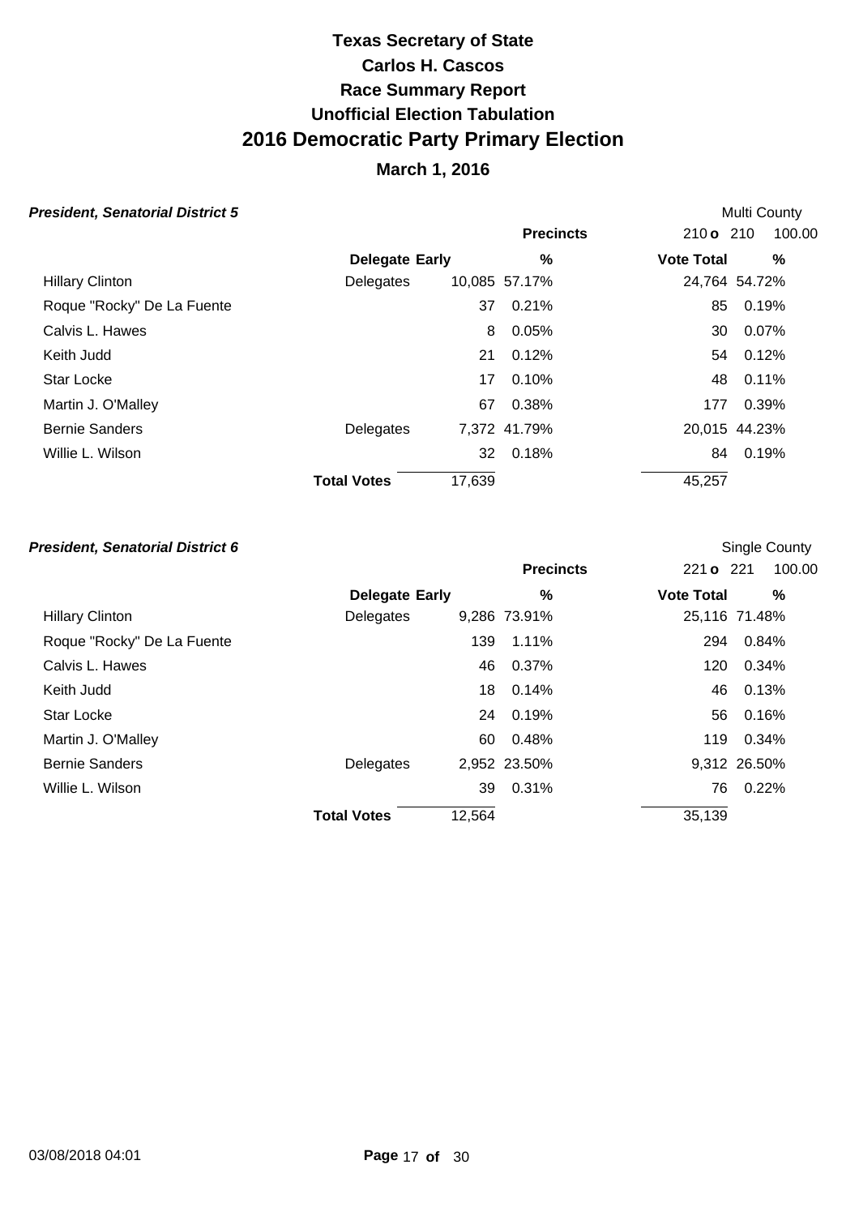# Texas Secretary of State
# Carlos H. Cascos
# Race Summary Report
# Unofficial Election Tabulation
# 2016 Democratic Party Primary Election
## March 1, 2016

### *President, Senatorial District 5*

Multi County

| | Delegate | Early | % | Vote Total | % |
|---|---|---|---|---|---|
| | | | **Precincts** | 210 **o** 210 | 100.00 |
| Hillary Clinton | Delegates | 10,085 | 57.17% | 24,764 | 54.72% |
| Roque "Rocky" De La Fuente | | 37 | 0.21% | 85 | 0.19% |
| Calvis L. Hawes | | 8 | 0.05% | 30 | 0.07% |
| Keith Judd | | 21 | 0.12% | 54 | 0.12% |
| Star Locke | | 17 | 0.10% | 48 | 0.11% |
| Martin J. O'Malley | | 67 | 0.38% | 177 | 0.39% |
| Bernie Sanders | Delegates | 7,372 | 41.79% | 20,015 | 44.23% |
| Willie L. Wilson | | 32 | 0.18% | 84 | 0.19% |
| | **Total Votes** | 17,639 | | 45,257 | |

### *President, Senatorial District 6*

Single County

| | Delegate | Early | % | Vote Total | % |
|---|---|---|---|---|---|
| | | | **Precincts** | 221 **o** 221 | 100.00 |
| Hillary Clinton | Delegates | 9,286 | 73.91% | 25,116 | 71.48% |
| Roque "Rocky" De La Fuente | | 139 | 1.11% | 294 | 0.84% |
| Calvis L. Hawes | | 46 | 0.37% | 120 | 0.34% |
| Keith Judd | | 18 | 0.14% | 46 | 0.13% |
| Star Locke | | 24 | 0.19% | 56 | 0.16% |
| Martin J. O'Malley | | 60 | 0.48% | 119 | 0.34% |
| Bernie Sanders | Delegates | 2,952 | 23.50% | 9,312 | 26.50% |
| Willie L. Wilson | | 39 | 0.31% | 76 | 0.22% |
| | **Total Votes** | 12,564 | | 35,139 | |

03/08/2018 04:01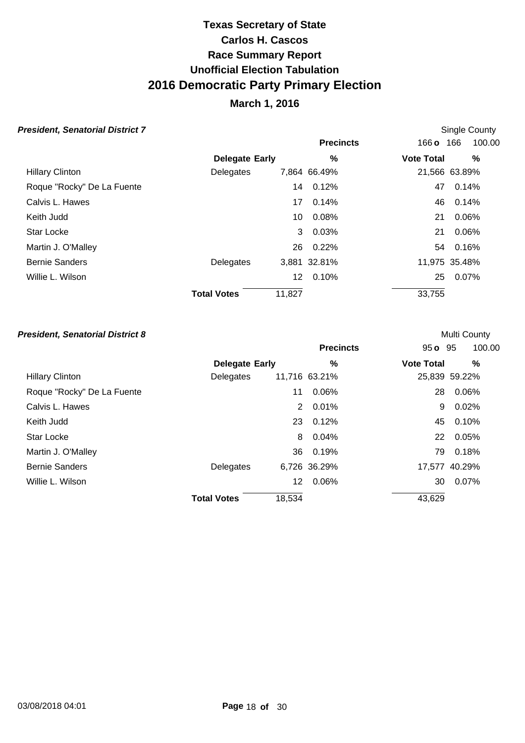# Texas Secretary of State
# Carlos H. Cascos
# Race Summary Report
# Unofficial Election Tabulation
# 2016 Democratic Party Primary Election
## March 1, 2016

### *President, Senatorial District 7*

Single County

| | Delegate | Early | % | Precincts | Vote Total | % |
|---|---|---|---|---|---|---|
| | | | | 166 o 166 100.00 | | |
| Hillary Clinton | Delegates | 7,864 | 66.49% | | 21,566 | 63.89% |
| Roque "Rocky" De La Fuente | | 14 | 0.12% | | 47 | 0.14% |
| Calvis L. Hawes | | 17 | 0.14% | | 46 | 0.14% |
| Keith Judd | | 10 | 0.08% | | 21 | 0.06% |
| Star Locke | | 3 | 0.03% | | 21 | 0.06% |
| Martin J. O'Malley | | 26 | 0.22% | | 54 | 0.16% |
| Bernie Sanders | Delegates | 3,881 | 32.81% | | 11,975 | 35.48% |
| Willie L. Wilson | | 12 | 0.10% | | 25 | 0.07% |
| | **Total Votes** | 11,827 | | | 33,755 | |

### *President, Senatorial District 8*

Multi County

| | Delegate | Early | % | Precincts | Vote Total | % |
|---|---|---|---|---|---|---|
| | | | | 95 o 95 100.00 | | |
| Hillary Clinton | Delegates | 11,716 | 63.21% | | 25,839 | 59.22% |
| Roque "Rocky" De La Fuente | | 11 | 0.06% | | 28 | 0.06% |
| Calvis L. Hawes | | 2 | 0.01% | | 9 | 0.02% |
| Keith Judd | | 23 | 0.12% | | 45 | 0.10% |
| Star Locke | | 8 | 0.04% | | 22 | 0.05% |
| Martin J. O'Malley | | 36 | 0.19% | | 79 | 0.18% |
| Bernie Sanders | Delegates | 6,726 | 36.29% | | 17,577 | 40.29% |
| Willie L. Wilson | | 12 | 0.06% | | 30 | 0.07% |
| | **Total Votes** | 18,534 | | | 43,629 | |

03/08/2018 04:01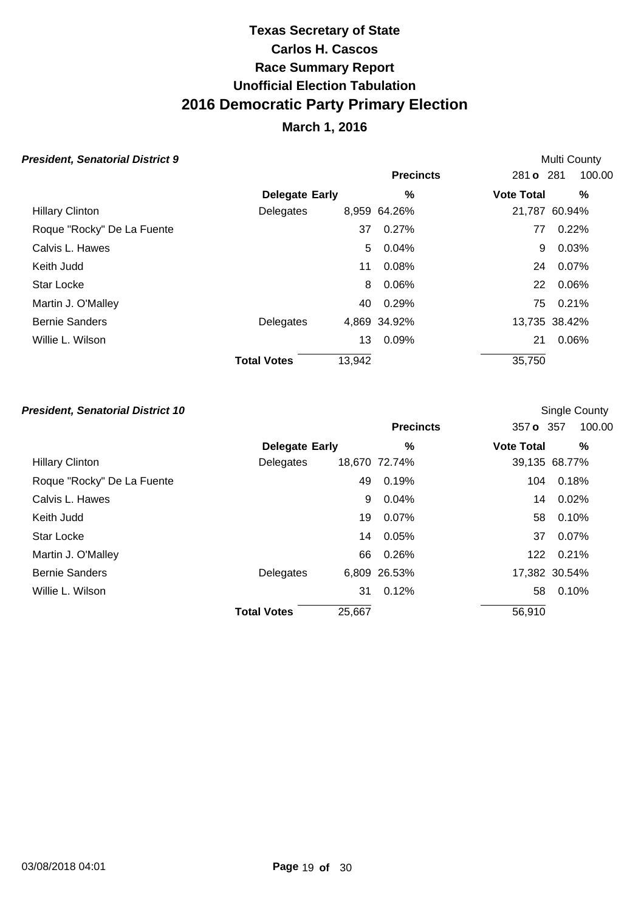# Texas Secretary of State
# Carlos H. Cascos
## Race Summary Report
## Unofficial Election Tabulation
# 2016 Democratic Party Primary Election
## March 1, 2016

***President, Senatorial District 9*** — Multi County

| | Delegate | Early | % | Vote Total | % |
|---|---|---|---|---|---|
| | | | **Precincts** | 281 **o** 281 | 100.00 |
| Hillary Clinton | Delegates | 8,959 | 64.26% | 21,787 | 60.94% |
| Roque "Rocky" De La Fuente | | 37 | 0.27% | 77 | 0.22% |
| Calvis L. Hawes | | 5 | 0.04% | 9 | 0.03% |
| Keith Judd | | 11 | 0.08% | 24 | 0.07% |
| Star Locke | | 8 | 0.06% | 22 | 0.06% |
| Martin J. O'Malley | | 40 | 0.29% | 75 | 0.21% |
| Bernie Sanders | Delegates | 4,869 | 34.92% | 13,735 | 38.42% |
| Willie L. Wilson | | 13 | 0.09% | 21 | 0.06% |
| | **Total Votes** | 13,942 | | 35,750 | |

***President, Senatorial District 10*** — Single County

| | Delegate | Early | % | Vote Total | % |
|---|---|---|---|---|---|
| | | | **Precincts** | 357 **o** 357 | 100.00 |
| Hillary Clinton | Delegates | 18,670 | 72.74% | 39,135 | 68.77% |
| Roque "Rocky" De La Fuente | | 49 | 0.19% | 104 | 0.18% |
| Calvis L. Hawes | | 9 | 0.04% | 14 | 0.02% |
| Keith Judd | | 19 | 0.07% | 58 | 0.10% |
| Star Locke | | 14 | 0.05% | 37 | 0.07% |
| Martin J. O'Malley | | 66 | 0.26% | 122 | 0.21% |
| Bernie Sanders | Delegates | 6,809 | 26.53% | 17,382 | 30.54% |
| Willie L. Wilson | | 31 | 0.12% | 58 | 0.10% |
| | **Total Votes** | 25,667 | | 56,910 | |

03/08/2018 04:01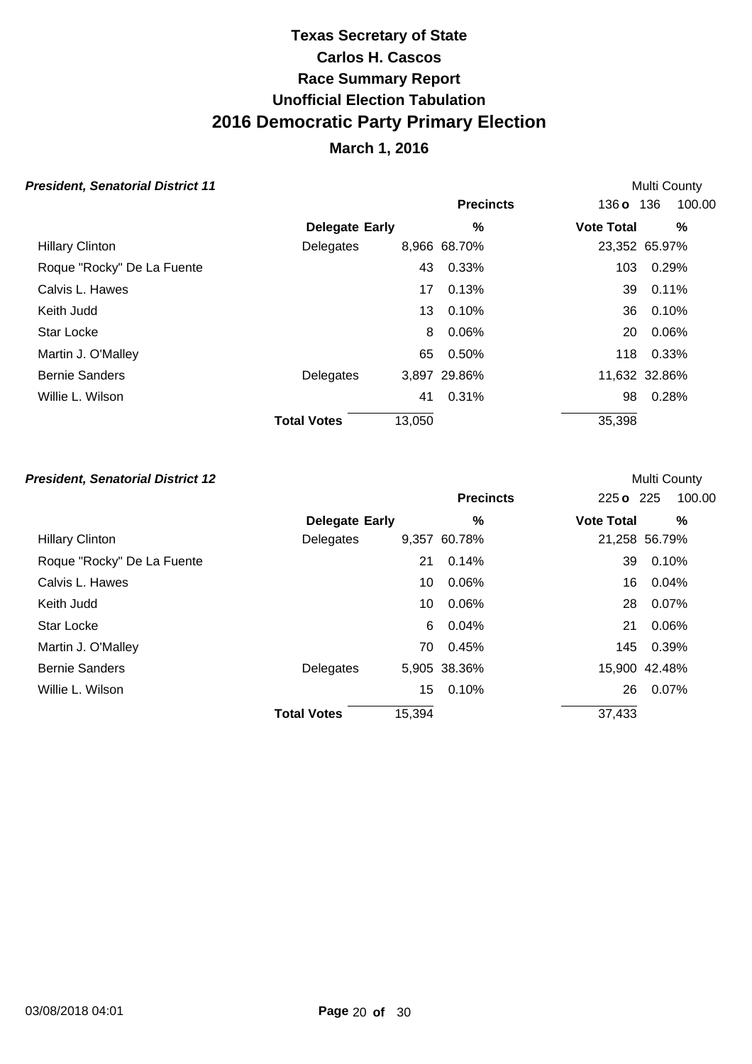# Texas Secretary of State
# Carlos H. Cascos
# Race Summary Report
# Unofficial Election Tabulation
# 2016 Democratic Party Primary Election
## March 1, 2016

### *President, Senatorial District 11*

Multi County

| | Delegate | Early | % | Vote Total | % |
|---|---|---|---|---|---|
| | | | **Precincts** | 136 o 136 | 100.00 |
| Hillary Clinton | Delegates | 8,966 | 68.70% | 23,352 | 65.97% |
| Roque "Rocky" De La Fuente | | 43 | 0.33% | 103 | 0.29% |
| Calvis L. Hawes | | 17 | 0.13% | 39 | 0.11% |
| Keith Judd | | 13 | 0.10% | 36 | 0.10% |
| Star Locke | | 8 | 0.06% | 20 | 0.06% |
| Martin J. O'Malley | | 65 | 0.50% | 118 | 0.33% |
| Bernie Sanders | Delegates | 3,897 | 29.86% | 11,632 | 32.86% |
| Willie L. Wilson | | 41 | 0.31% | 98 | 0.28% |
| | **Total Votes** | 13,050 | | 35,398 | |

### *President, Senatorial District 12*

Multi County

| | Delegate | Early | % | Vote Total | % |
|---|---|---|---|---|---|
| | | | **Precincts** | 225 o 225 | 100.00 |
| Hillary Clinton | Delegates | 9,357 | 60.78% | 21,258 | 56.79% |
| Roque "Rocky" De La Fuente | | 21 | 0.14% | 39 | 0.10% |
| Calvis L. Hawes | | 10 | 0.06% | 16 | 0.04% |
| Keith Judd | | 10 | 0.06% | 28 | 0.07% |
| Star Locke | | 6 | 0.04% | 21 | 0.06% |
| Martin J. O'Malley | | 70 | 0.45% | 145 | 0.39% |
| Bernie Sanders | Delegates | 5,905 | 38.36% | 15,900 | 42.48% |
| Willie L. Wilson | | 15 | 0.10% | 26 | 0.07% |
| | **Total Votes** | 15,394 | | 37,433 | |

03/08/2018 04:01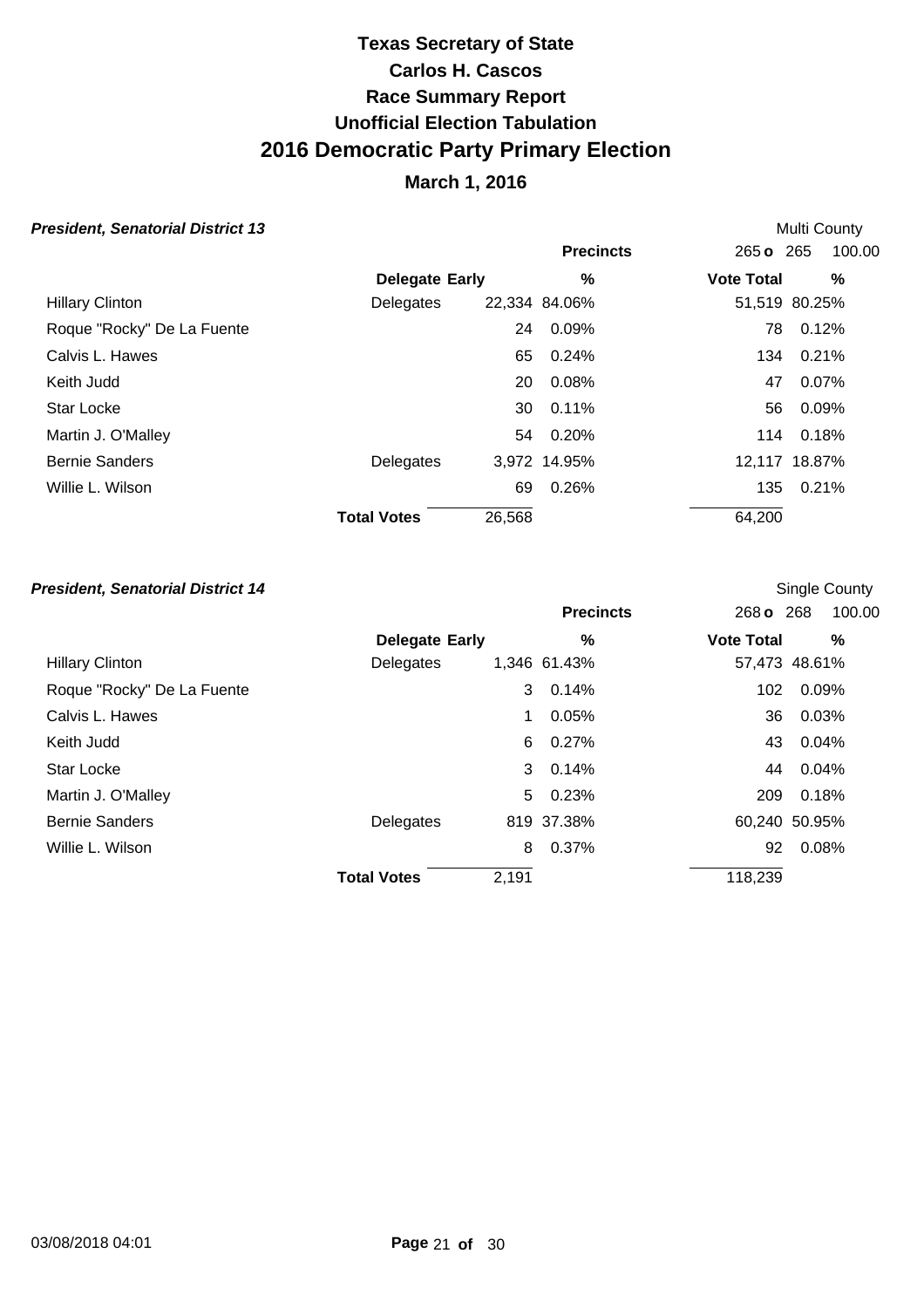# Texas Secretary of State
## Carlos H. Cascos
## Race Summary Report
## Unofficial Election Tabulation
## 2016 Democratic Party Primary Election
### March 1, 2016

***President, Senatorial District 13***

Multi County

| | Delegate | Early | % | Vote Total | % |
|---|---|---|---|---|---|
| | | | **Precincts** | 265 **o** 265 | 100.00 |
| Hillary Clinton | Delegates | 22,334 | 84.06% | 51,519 | 80.25% |
| Roque "Rocky" De La Fuente | | 24 | 0.09% | 78 | 0.12% |
| Calvis L. Hawes | | 65 | 0.24% | 134 | 0.21% |
| Keith Judd | | 20 | 0.08% | 47 | 0.07% |
| Star Locke | | 30 | 0.11% | 56 | 0.09% |
| Martin J. O'Malley | | 54 | 0.20% | 114 | 0.18% |
| Bernie Sanders | Delegates | 3,972 | 14.95% | 12,117 | 18.87% |
| Willie L. Wilson | | 69 | 0.26% | 135 | 0.21% |
| | **Total Votes** | 26,568 | | 64,200 | |

***President, Senatorial District 14***

Single County

| | Delegate | Early | % | Vote Total | % |
|---|---|---|---|---|---|
| | | | **Precincts** | 268 **o** 268 | 100.00 |
| Hillary Clinton | Delegates | 1,346 | 61.43% | 57,473 | 48.61% |
| Roque "Rocky" De La Fuente | | 3 | 0.14% | 102 | 0.09% |
| Calvis L. Hawes | | 1 | 0.05% | 36 | 0.03% |
| Keith Judd | | 6 | 0.27% | 43 | 0.04% |
| Star Locke | | 3 | 0.14% | 44 | 0.04% |
| Martin J. O'Malley | | 5 | 0.23% | 209 | 0.18% |
| Bernie Sanders | Delegates | 819 | 37.38% | 60,240 | 50.95% |
| Willie L. Wilson | | 8 | 0.37% | 92 | 0.08% |
| | **Total Votes** | 2,191 | | 118,239 | |

03/08/2018 04:01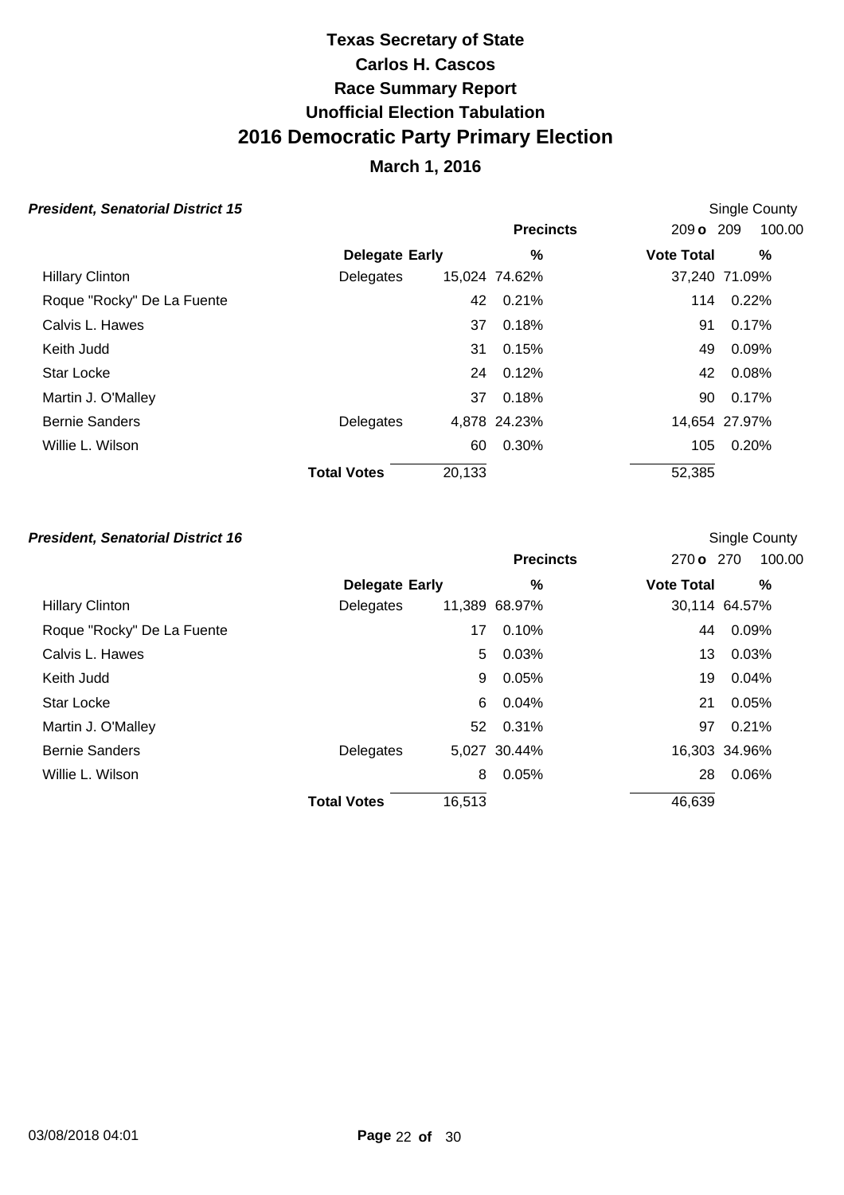# Texas Secretary of State
# Carlos H. Cascos
# Race Summary Report
# Unofficial Election Tabulation
# 2016 Democratic Party Primary Election
## March 1, 2016

***President, Senatorial District 15*** — Single County

Precincts: 209 o 209 — 100.00

| | Delegate | Early | % | Vote Total | % |
|---|---|---|---|---|---|
| Hillary Clinton | Delegates | 15,024 | 74.62% | 37,240 | 71.09% |
| Roque "Rocky" De La Fuente | | 42 | 0.21% | 114 | 0.22% |
| Calvis L. Hawes | | 37 | 0.18% | 91 | 0.17% |
| Keith Judd | | 31 | 0.15% | 49 | 0.09% |
| Star Locke | | 24 | 0.12% | 42 | 0.08% |
| Martin J. O'Malley | | 37 | 0.18% | 90 | 0.17% |
| Bernie Sanders | Delegates | 4,878 | 24.23% | 14,654 | 27.97% |
| Willie L. Wilson | | 60 | 0.30% | 105 | 0.20% |
| | **Total Votes** | 20,133 | | 52,385 | |

***President, Senatorial District 16*** — Single County

Precincts: 270 o 270 — 100.00

| | Delegate | Early | % | Vote Total | % |
|---|---|---|---|---|---|
| Hillary Clinton | Delegates | 11,389 | 68.97% | 30,114 | 64.57% |
| Roque "Rocky" De La Fuente | | 17 | 0.10% | 44 | 0.09% |
| Calvis L. Hawes | | 5 | 0.03% | 13 | 0.03% |
| Keith Judd | | 9 | 0.05% | 19 | 0.04% |
| Star Locke | | 6 | 0.04% | 21 | 0.05% |
| Martin J. O'Malley | | 52 | 0.31% | 97 | 0.21% |
| Bernie Sanders | Delegates | 5,027 | 30.44% | 16,303 | 34.96% |
| Willie L. Wilson | | 8 | 0.05% | 28 | 0.06% |
| | **Total Votes** | 16,513 | | 46,639 | |

03/08/2018 04:01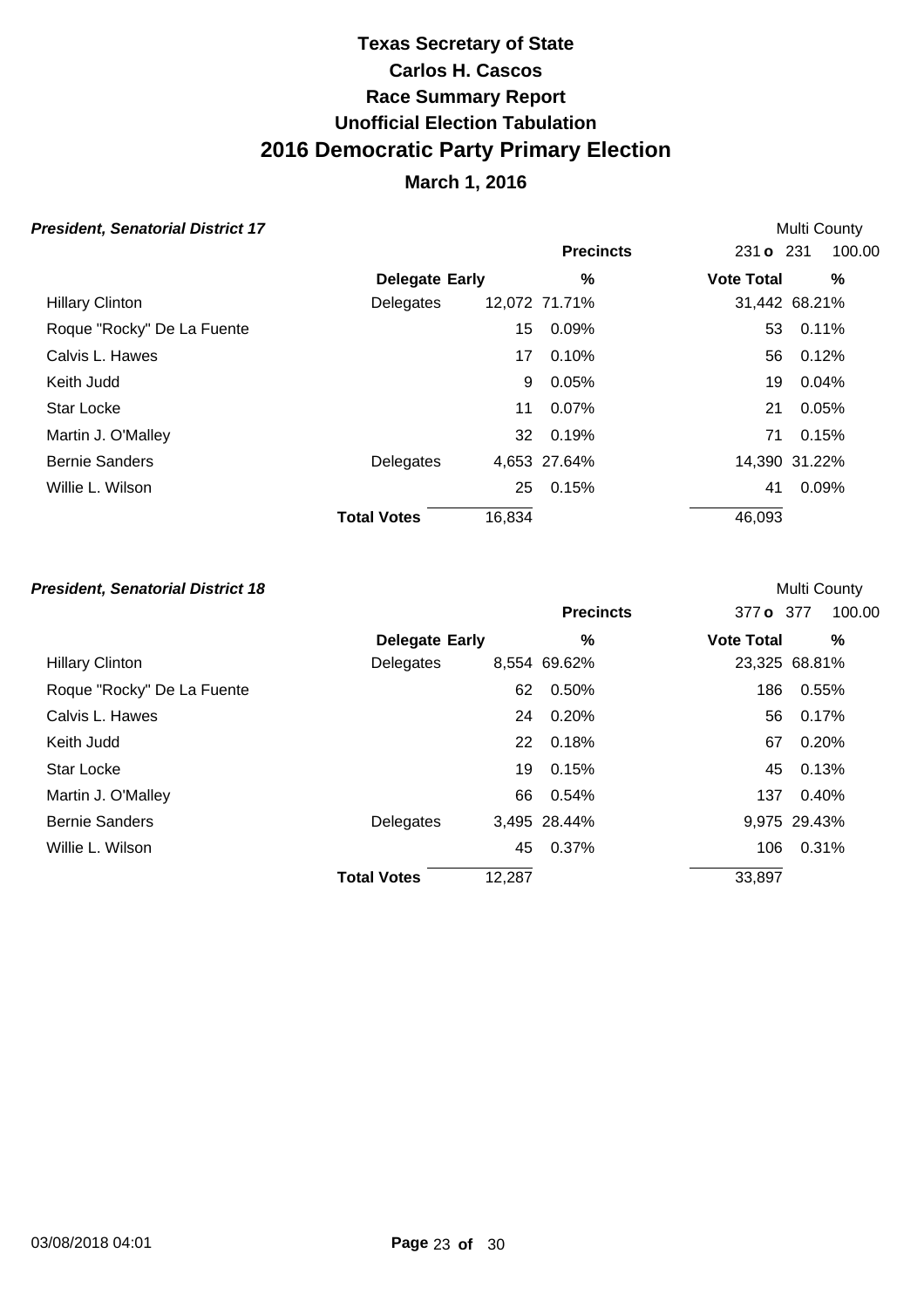# Texas Secretary of State
# Carlos H. Cascos
# Race Summary Report
# Unofficial Election Tabulation
# 2016 Democratic Party Primary Election
## March 1, 2016

### *President, Senatorial District 17*

Multi County

Precincts: 231 o 231 100.00

| | Delegate | Early | % | Vote Total | % |
|---|---|---|---|---|---|
| Hillary Clinton | Delegates | 12,072 | 71.71% | 31,442 | 68.21% |
| Roque "Rocky" De La Fuente | | 15 | 0.09% | 53 | 0.11% |
| Calvis L. Hawes | | 17 | 0.10% | 56 | 0.12% |
| Keith Judd | | 9 | 0.05% | 19 | 0.04% |
| Star Locke | | 11 | 0.07% | 21 | 0.05% |
| Martin J. O'Malley | | 32 | 0.19% | 71 | 0.15% |
| Bernie Sanders | Delegates | 4,653 | 27.64% | 14,390 | 31.22% |
| Willie L. Wilson | | 25 | 0.15% | 41 | 0.09% |
| | **Total Votes** | 16,834 | | 46,093 | |

### *President, Senatorial District 18*

Multi County

Precincts: 377 o 377 100.00

| | Delegate | Early | % | Vote Total | % |
|---|---|---|---|---|---|
| Hillary Clinton | Delegates | 8,554 | 69.62% | 23,325 | 68.81% |
| Roque "Rocky" De La Fuente | | 62 | 0.50% | 186 | 0.55% |
| Calvis L. Hawes | | 24 | 0.20% | 56 | 0.17% |
| Keith Judd | | 22 | 0.18% | 67 | 0.20% |
| Star Locke | | 19 | 0.15% | 45 | 0.13% |
| Martin J. O'Malley | | 66 | 0.54% | 137 | 0.40% |
| Bernie Sanders | Delegates | 3,495 | 28.44% | 9,975 | 29.43% |
| Willie L. Wilson | | 45 | 0.37% | 106 | 0.31% |
| | **Total Votes** | 12,287 | | 33,897 | |

03/08/2018 04:01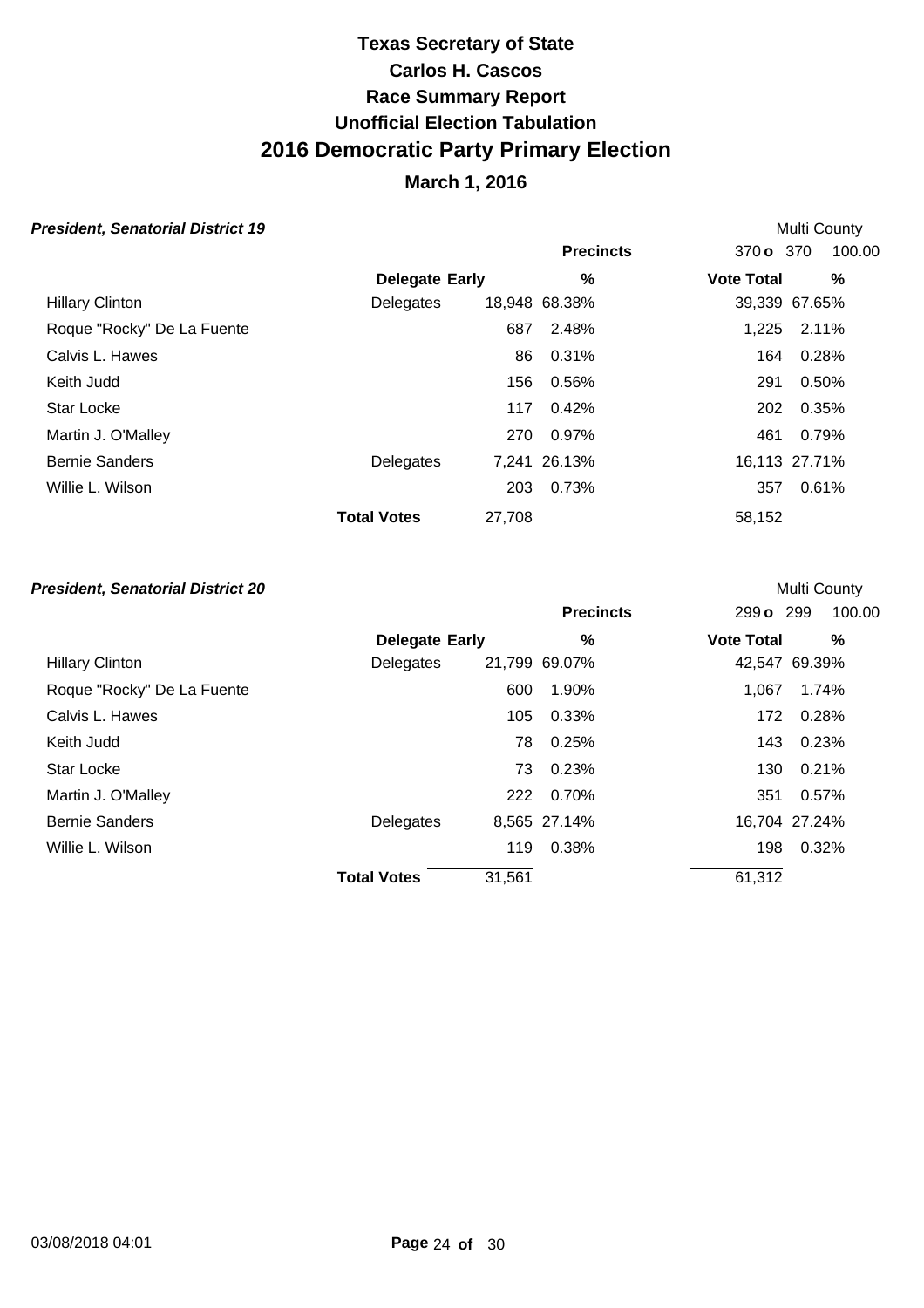# Texas Secretary of State
# Carlos H. Cascos
# Race Summary Report
# Unofficial Election Tabulation
# 2016 Democratic Party Primary Election
## March 1, 2016

***President, Senatorial District 19*** — Multi County

Precincts: 370 o 370 — 100.00

| | Delegate | Early | % | Vote Total | % |
|---|---|---|---|---|---|
| Hillary Clinton | Delegates | 18,948 | 68.38% | 39,339 | 67.65% |
| Roque "Rocky" De La Fuente | | 687 | 2.48% | 1,225 | 2.11% |
| Calvis L. Hawes | | 86 | 0.31% | 164 | 0.28% |
| Keith Judd | | 156 | 0.56% | 291 | 0.50% |
| Star Locke | | 117 | 0.42% | 202 | 0.35% |
| Martin J. O'Malley | | 270 | 0.97% | 461 | 0.79% |
| Bernie Sanders | Delegates | 7,241 | 26.13% | 16,113 | 27.71% |
| Willie L. Wilson | | 203 | 0.73% | 357 | 0.61% |
| | **Total Votes** | 27,708 | | 58,152 | |

***President, Senatorial District 20*** — Multi County

Precincts: 299 o 299 — 100.00

| | Delegate | Early | % | Vote Total | % |
|---|---|---|---|---|---|
| Hillary Clinton | Delegates | 21,799 | 69.07% | 42,547 | 69.39% |
| Roque "Rocky" De La Fuente | | 600 | 1.90% | 1,067 | 1.74% |
| Calvis L. Hawes | | 105 | 0.33% | 172 | 0.28% |
| Keith Judd | | 78 | 0.25% | 143 | 0.23% |
| Star Locke | | 73 | 0.23% | 130 | 0.21% |
| Martin J. O'Malley | | 222 | 0.70% | 351 | 0.57% |
| Bernie Sanders | Delegates | 8,565 | 27.14% | 16,704 | 27.24% |
| Willie L. Wilson | | 119 | 0.38% | 198 | 0.32% |
| | **Total Votes** | 31,561 | | 61,312 | |

03/08/2018 04:01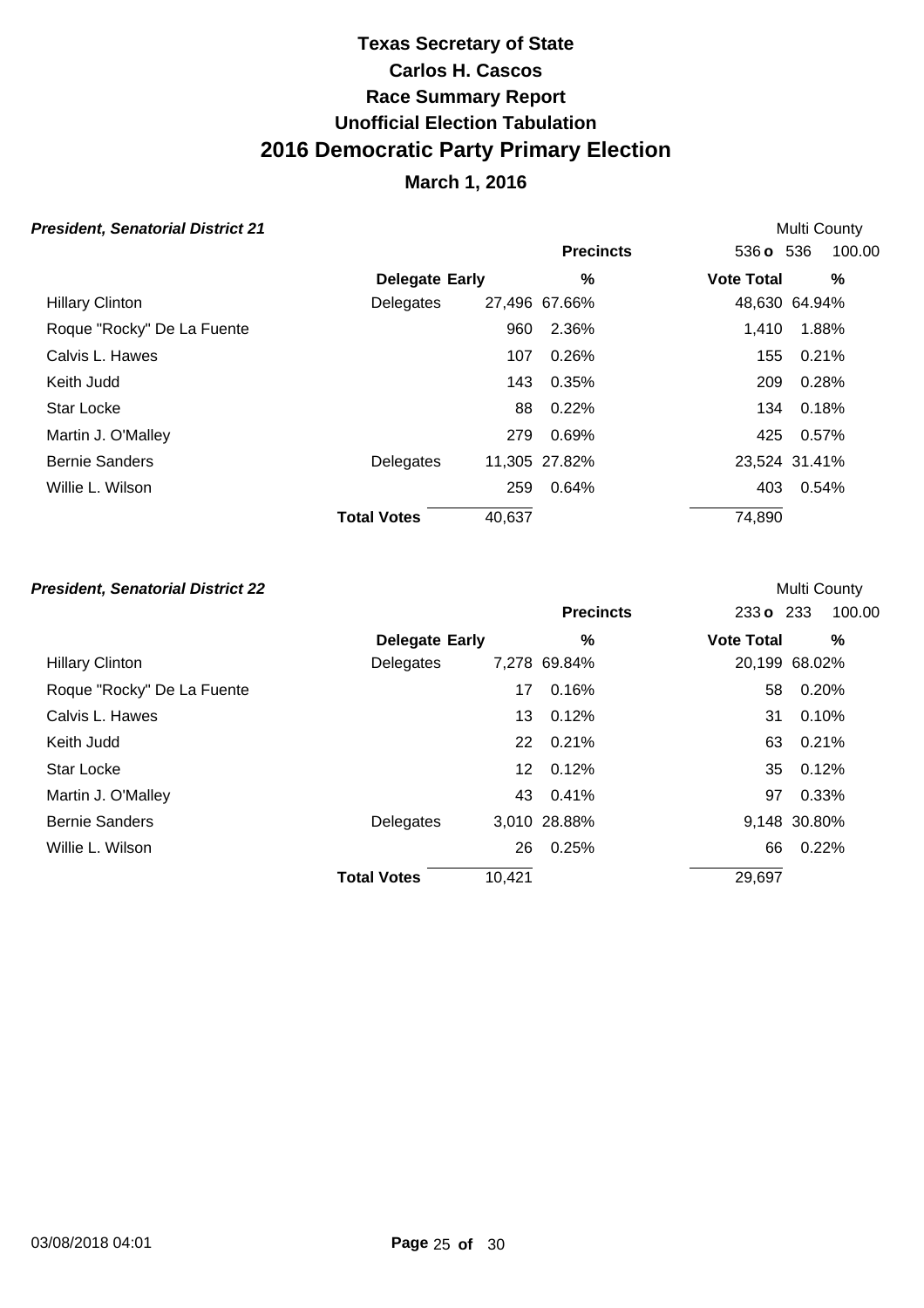# Texas Secretary of State
# Carlos H. Cascos
# Race Summary Report
# Unofficial Election Tabulation
# 2016 Democratic Party Primary Election
## March 1, 2016

**President, Senatorial District 21** — Multi County

| | Delegate | Early | % | Precincts: 536 o 536 | Vote Total | % (100.00) |
|---|---|---|---|---|---|---|
| Hillary Clinton | Delegates | 27,496 | 67.66% | | 48,630 | 64.94% |
| Roque "Rocky" De La Fuente | | 960 | 2.36% | | 1,410 | 1.88% |
| Calvis L. Hawes | | 107 | 0.26% | | 155 | 0.21% |
| Keith Judd | | 143 | 0.35% | | 209 | 0.28% |
| Star Locke | | 88 | 0.22% | | 134 | 0.18% |
| Martin J. O'Malley | | 279 | 0.69% | | 425 | 0.57% |
| Bernie Sanders | Delegates | 11,305 | 27.82% | | 23,524 | 31.41% |
| Willie L. Wilson | | 259 | 0.64% | | 403 | 0.54% |
| | **Total Votes** | 40,637 | | | 74,890 | |

**President, Senatorial District 22** — Multi County

| | Delegate | Early | % | Precincts: 233 o 233 | Vote Total | % (100.00) |
|---|---|---|---|---|---|---|
| Hillary Clinton | Delegates | 7,278 | 69.84% | | 20,199 | 68.02% |
| Roque "Rocky" De La Fuente | | 17 | 0.16% | | 58 | 0.20% |
| Calvis L. Hawes | | 13 | 0.12% | | 31 | 0.10% |
| Keith Judd | | 22 | 0.21% | | 63 | 0.21% |
| Star Locke | | 12 | 0.12% | | 35 | 0.12% |
| Martin J. O'Malley | | 43 | 0.41% | | 97 | 0.33% |
| Bernie Sanders | Delegates | 3,010 | 28.88% | | 9,148 | 30.80% |
| Willie L. Wilson | | 26 | 0.25% | | 66 | 0.22% |
| | **Total Votes** | 10,421 | | | 29,697 | |

03/08/2018 04:01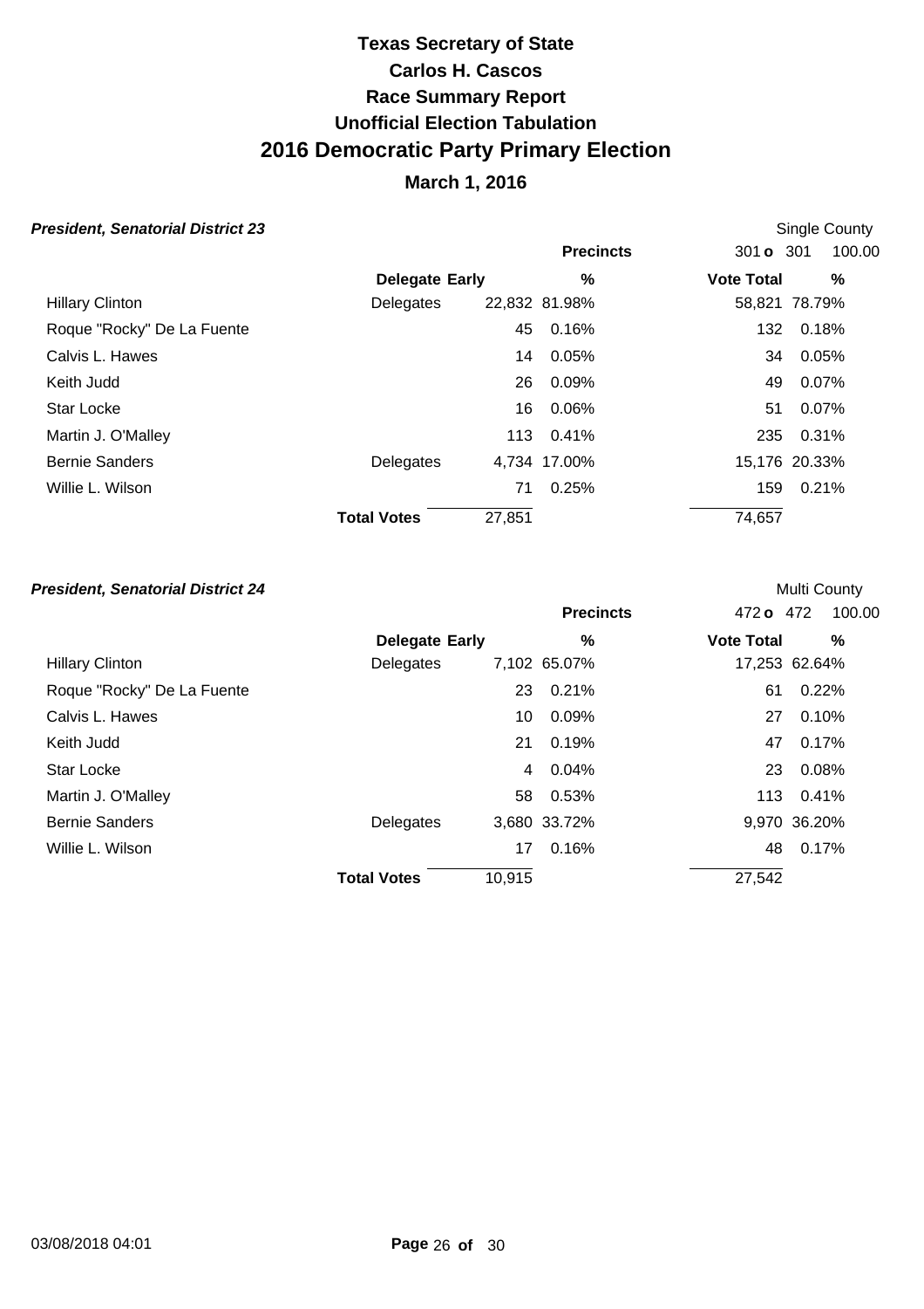# Texas Secretary of State
## Carlos H. Cascos
## Race Summary Report
## Unofficial Election Tabulation
# 2016 Democratic Party Primary Election
## March 1, 2016

***President, Senatorial District 23***

Single County

| | Delegate | Early | % | Vote Total | % |
|---|---|---|---|---|---|
| | | | **Precincts** | 301 **o** 301 | 100.00 |
| Hillary Clinton | Delegates | 22,832 | 81.98% | 58,821 | 78.79% |
| Roque "Rocky" De La Fuente | | 45 | 0.16% | 132 | 0.18% |
| Calvis L. Hawes | | 14 | 0.05% | 34 | 0.05% |
| Keith Judd | | 26 | 0.09% | 49 | 0.07% |
| Star Locke | | 16 | 0.06% | 51 | 0.07% |
| Martin J. O'Malley | | 113 | 0.41% | 235 | 0.31% |
| Bernie Sanders | Delegates | 4,734 | 17.00% | 15,176 | 20.33% |
| Willie L. Wilson | | 71 | 0.25% | 159 | 0.21% |
| | **Total Votes** | 27,851 | | 74,657 | |

***President, Senatorial District 24***

Multi County

| | Delegate | Early | % | Vote Total | % |
|---|---|---|---|---|---|
| | | | **Precincts** | 472 **o** 472 | 100.00 |
| Hillary Clinton | Delegates | 7,102 | 65.07% | 17,253 | 62.64% |
| Roque "Rocky" De La Fuente | | 23 | 0.21% | 61 | 0.22% |
| Calvis L. Hawes | | 10 | 0.09% | 27 | 0.10% |
| Keith Judd | | 21 | 0.19% | 47 | 0.17% |
| Star Locke | | 4 | 0.04% | 23 | 0.08% |
| Martin J. O'Malley | | 58 | 0.53% | 113 | 0.41% |
| Bernie Sanders | Delegates | 3,680 | 33.72% | 9,970 | 36.20% |
| Willie L. Wilson | | 17 | 0.16% | 48 | 0.17% |
| | **Total Votes** | 10,915 | | 27,542 | |

03/08/2018 04:01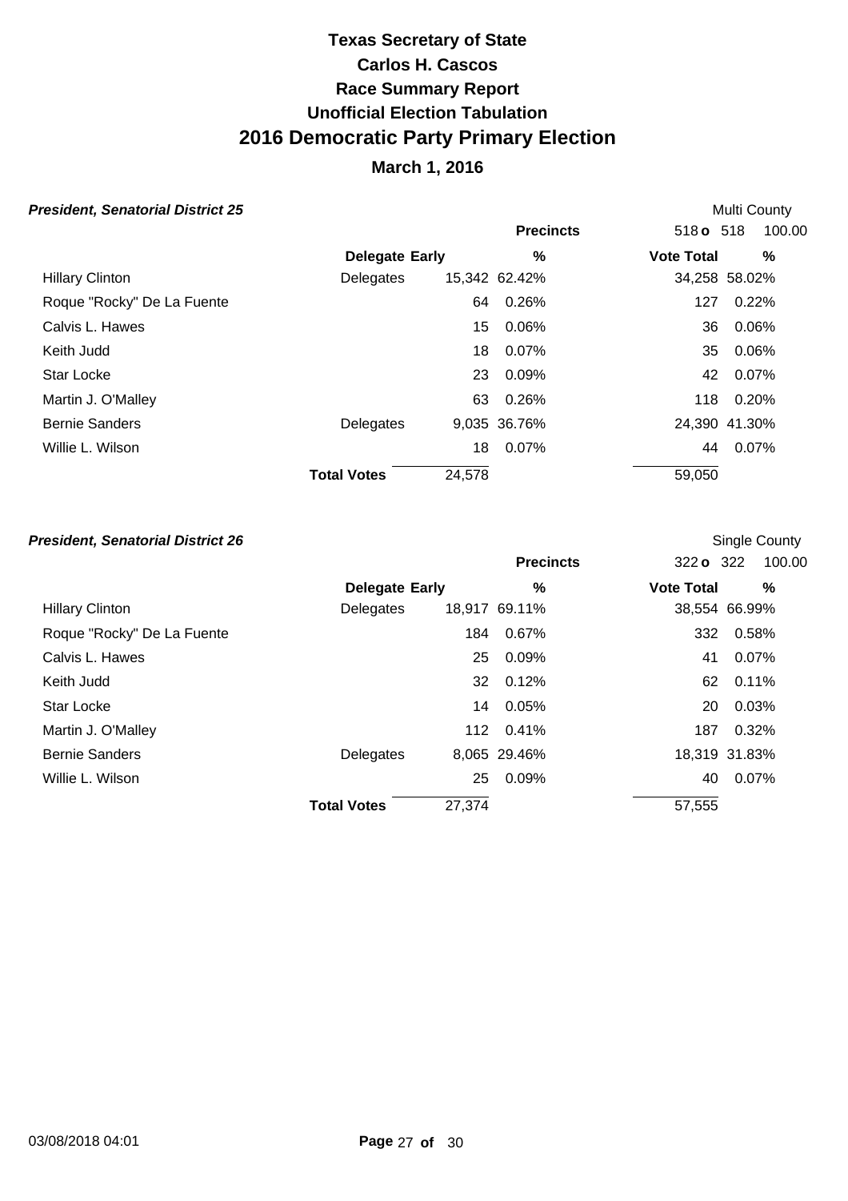# Texas Secretary of State
# Carlos H. Cascos
# Race Summary Report
# Unofficial Election Tabulation
# 2016 Democratic Party Primary Election
## March 1, 2016

***President, Senatorial District 25*** — Multi County

Precincts: 518 o 518 100.00

| | Delegate | Early | % | Vote Total | % |
|---|---|---|---|---|---|
| Hillary Clinton | Delegates | 15,342 | 62.42% | 34,258 | 58.02% |
| Roque "Rocky" De La Fuente | | 64 | 0.26% | 127 | 0.22% |
| Calvis L. Hawes | | 15 | 0.06% | 36 | 0.06% |
| Keith Judd | | 18 | 0.07% | 35 | 0.06% |
| Star Locke | | 23 | 0.09% | 42 | 0.07% |
| Martin J. O'Malley | | 63 | 0.26% | 118 | 0.20% |
| Bernie Sanders | Delegates | 9,035 | 36.76% | 24,390 | 41.30% |
| Willie L. Wilson | | 18 | 0.07% | 44 | 0.07% |
| | **Total Votes** | 24,578 | | 59,050 | |

***President, Senatorial District 26*** — Single County

Precincts: 322 o 322 100.00

| | Delegate | Early | % | Vote Total | % |
|---|---|---|---|---|---|
| Hillary Clinton | Delegates | 18,917 | 69.11% | 38,554 | 66.99% |
| Roque "Rocky" De La Fuente | | 184 | 0.67% | 332 | 0.58% |
| Calvis L. Hawes | | 25 | 0.09% | 41 | 0.07% |
| Keith Judd | | 32 | 0.12% | 62 | 0.11% |
| Star Locke | | 14 | 0.05% | 20 | 0.03% |
| Martin J. O'Malley | | 112 | 0.41% | 187 | 0.32% |
| Bernie Sanders | Delegates | 8,065 | 29.46% | 18,319 | 31.83% |
| Willie L. Wilson | | 25 | 0.09% | 40 | 0.07% |
| | **Total Votes** | 27,374 | | 57,555 | |

03/08/2018 04:01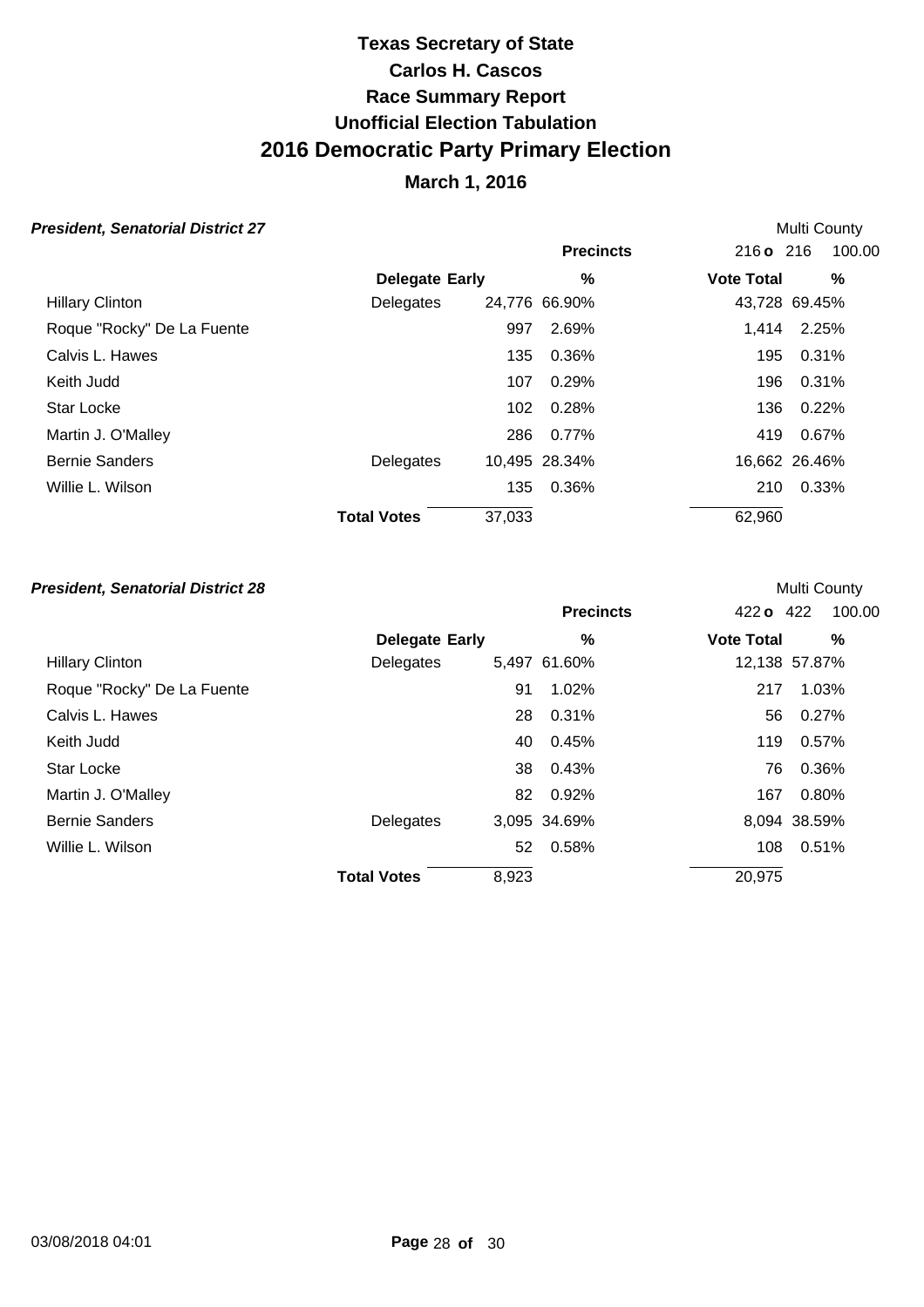# Texas Secretary of State
# Carlos H. Cascos
## Race Summary Report
## Unofficial Election Tabulation
# 2016 Democratic Party Primary Election
## March 1, 2016

### *President, Senatorial District 27*

Multi County

| | Delegate | Early | % | Vote Total | % |
|---|---|---|---|---|---|
| | | | **Precincts** | 216 **o** 216 | 100.00 |
| Hillary Clinton | Delegates | 24,776 | 66.90% | 43,728 | 69.45% |
| Roque "Rocky" De La Fuente | | 997 | 2.69% | 1,414 | 2.25% |
| Calvis L. Hawes | | 135 | 0.36% | 195 | 0.31% |
| Keith Judd | | 107 | 0.29% | 196 | 0.31% |
| Star Locke | | 102 | 0.28% | 136 | 0.22% |
| Martin J. O'Malley | | 286 | 0.77% | 419 | 0.67% |
| Bernie Sanders | Delegates | 10,495 | 28.34% | 16,662 | 26.46% |
| Willie L. Wilson | | 135 | 0.36% | 210 | 0.33% |
| | **Total Votes** | 37,033 | | 62,960 | |

### *President, Senatorial District 28*

Multi County

| | Delegate | Early | % | Vote Total | % |
|---|---|---|---|---|---|
| | | | **Precincts** | 422 **o** 422 | 100.00 |
| Hillary Clinton | Delegates | 5,497 | 61.60% | 12,138 | 57.87% |
| Roque "Rocky" De La Fuente | | 91 | 1.02% | 217 | 1.03% |
| Calvis L. Hawes | | 28 | 0.31% | 56 | 0.27% |
| Keith Judd | | 40 | 0.45% | 119 | 0.57% |
| Star Locke | | 38 | 0.43% | 76 | 0.36% |
| Martin J. O'Malley | | 82 | 0.92% | 167 | 0.80% |
| Bernie Sanders | Delegates | 3,095 | 34.69% | 8,094 | 38.59% |
| Willie L. Wilson | | 52 | 0.58% | 108 | 0.51% |
| | **Total Votes** | 8,923 | | 20,975 | |

03/08/2018 04:01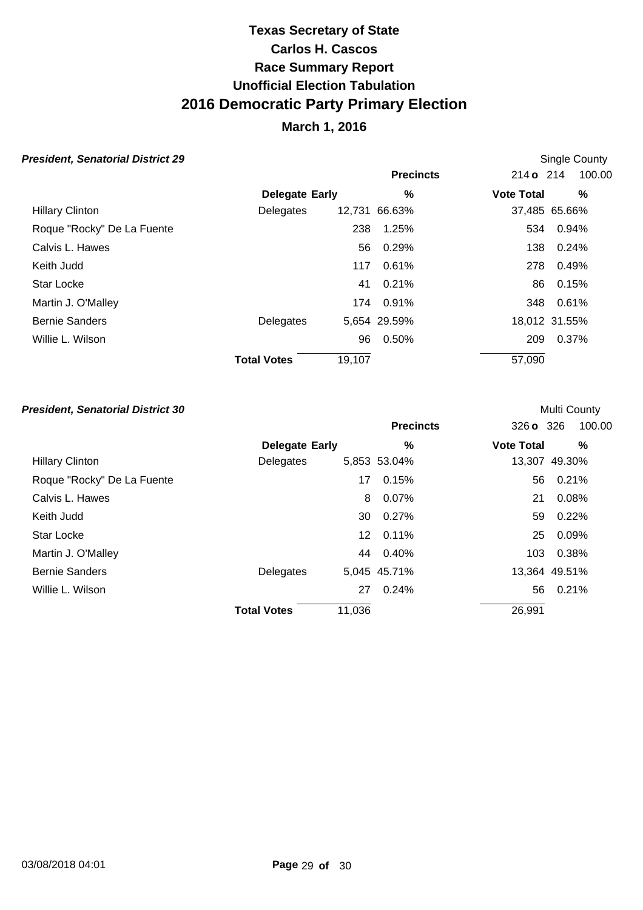# Texas Secretary of State
# Carlos H. Cascos
# Race Summary Report
# Unofficial Election Tabulation
# 2016 Democratic Party Primary Election
## March 1, 2016

### *President, Senatorial District 29*

Single County

| | Delegate | Early | % | Vote Total | % |
|---|---|---|---|---|---|
| | | | **Precincts** | 214 **o** 214 | 100.00 |
| Hillary Clinton | Delegates | 12,731 | 66.63% | 37,485 | 65.66% |
| Roque "Rocky" De La Fuente | | 238 | 1.25% | 534 | 0.94% |
| Calvis L. Hawes | | 56 | 0.29% | 138 | 0.24% |
| Keith Judd | | 117 | 0.61% | 278 | 0.49% |
| Star Locke | | 41 | 0.21% | 86 | 0.15% |
| Martin J. O'Malley | | 174 | 0.91% | 348 | 0.61% |
| Bernie Sanders | Delegates | 5,654 | 29.59% | 18,012 | 31.55% |
| Willie L. Wilson | | 96 | 0.50% | 209 | 0.37% |
| | **Total Votes** | 19,107 | | 57,090 | |

### *President, Senatorial District 30*

Multi County

| | Delegate | Early | % | Vote Total | % |
|---|---|---|---|---|---|
| | | | **Precincts** | 326 **o** 326 | 100.00 |
| Hillary Clinton | Delegates | 5,853 | 53.04% | 13,307 | 49.30% |
| Roque "Rocky" De La Fuente | | 17 | 0.15% | 56 | 0.21% |
| Calvis L. Hawes | | 8 | 0.07% | 21 | 0.08% |
| Keith Judd | | 30 | 0.27% | 59 | 0.22% |
| Star Locke | | 12 | 0.11% | 25 | 0.09% |
| Martin J. O'Malley | | 44 | 0.40% | 103 | 0.38% |
| Bernie Sanders | Delegates | 5,045 | 45.71% | 13,364 | 49.51% |
| Willie L. Wilson | | 27 | 0.24% | 56 | 0.21% |
| | **Total Votes** | 11,036 | | 26,991 | |

03/08/2018 04:01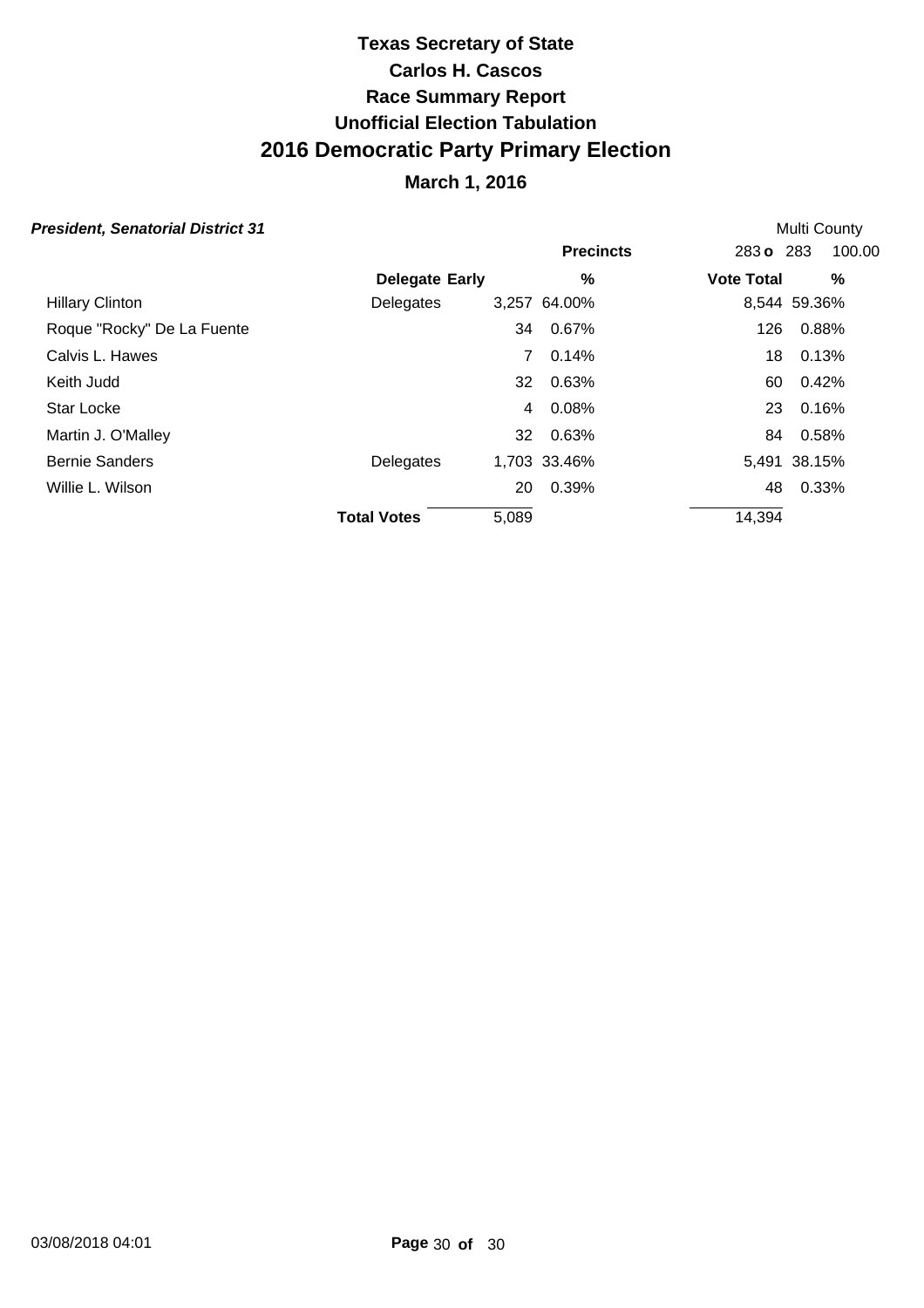# Texas Secretary of State
# Carlos H. Cascos
# Race Summary Report
# Unofficial Election Tabulation
# 2016 Democratic Party Primary Election
## March 1, 2016

***President, Senatorial District 31*** Multi County

| | Delegate | Early | % | Vote Total | % |
|---|---|---|---|---|---|
| | | | **Precincts** | 283 **o** 283 | 100.00 |
| Hillary Clinton | Delegates | 3,257 | 64.00% | 8,544 | 59.36% |
| Roque "Rocky" De La Fuente | | 34 | 0.67% | 126 | 0.88% |
| Calvis L. Hawes | | 7 | 0.14% | 18 | 0.13% |
| Keith Judd | | 32 | 0.63% | 60 | 0.42% |
| Star Locke | | 4 | 0.08% | 23 | 0.16% |
| Martin J. O'Malley | | 32 | 0.63% | 84 | 0.58% |
| Bernie Sanders | Delegates | 1,703 | 33.46% | 5,491 | 38.15% |
| Willie L. Wilson | | 20 | 0.39% | 48 | 0.33% |
| | **Total Votes** | 5,089 | | 14,394 | |

03/08/2018 04:01